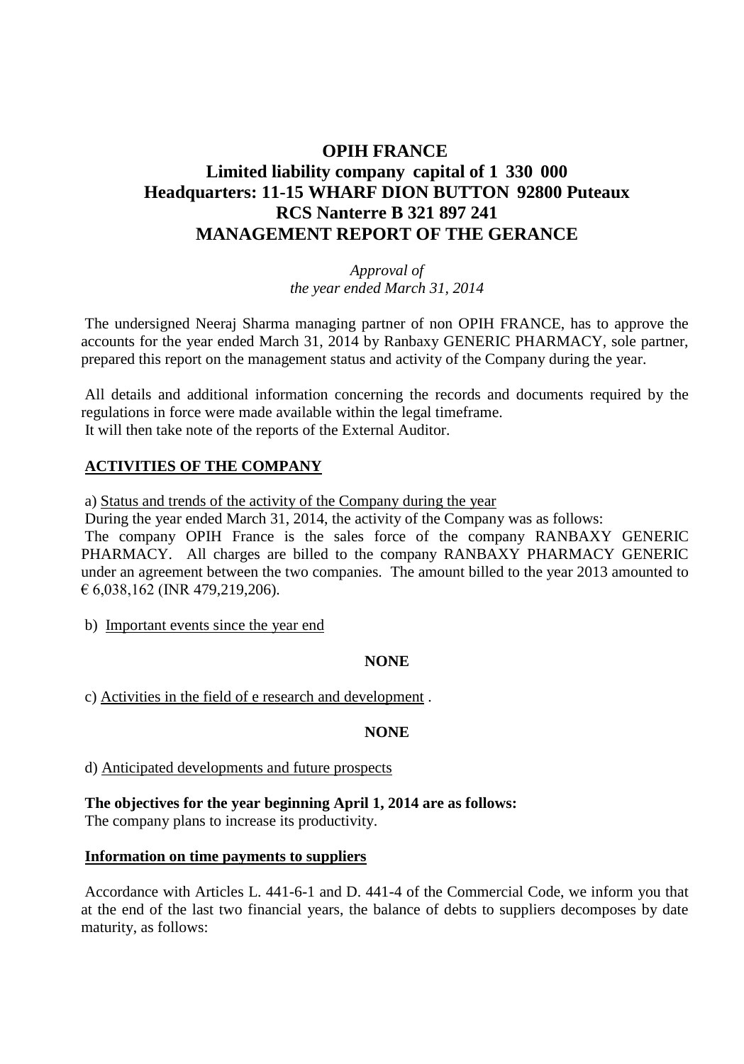# OPIH FRANCE
## Limited liability company capital of 1 330 000
## Headquarters: 11-15 WHARF DION BUTTON 92800 Puteaux
## RCS Nanterre B 321 897 241
## MANAGEMENT REPORT OF THE GERANCE

*Approval of*
*the year ended March 31, 2014*

The undersigned Neeraj Sharma managing partner of non OPIH FRANCE, has to approve the accounts for the year ended March 31, 2014 by Ranbaxy GENERIC PHARMACY, sole partner, prepared this report on the management status and activity of the Company during the year.

All details and additional information concerning the records and documents required by the regulations in force were made available within the legal timeframe.
It will then take note of the reports of the External Auditor.

**ACTIVITIES OF THE COMPANY**

a) Status and trends of the activity of the Company during the year

During the year ended March 31, 2014, the activity of the Company was as follows:
The company OPIH France is the sales force of the company RANBAXY GENERIC PHARMACY. All charges are billed to the company RANBAXY PHARMACY GENERIC under an agreement between the two companies. The amount billed to the year 2013 amounted to € 6,038,162 (INR 479,219,206).

b) Important events since the year end

**NONE**

c) Activities in the field of e research and development .

**NONE**

d) Anticipated developments and future prospects

**The objectives for the year beginning April 1, 2014 are as follows:**
The company plans to increase its productivity.

**Information on time payments to suppliers**

Accordance with Articles L. 441-6-1 and D. 441-4 of the Commercial Code, we inform you that at the end of the last two financial years, the balance of debts to suppliers decomposes by date maturity, as follows: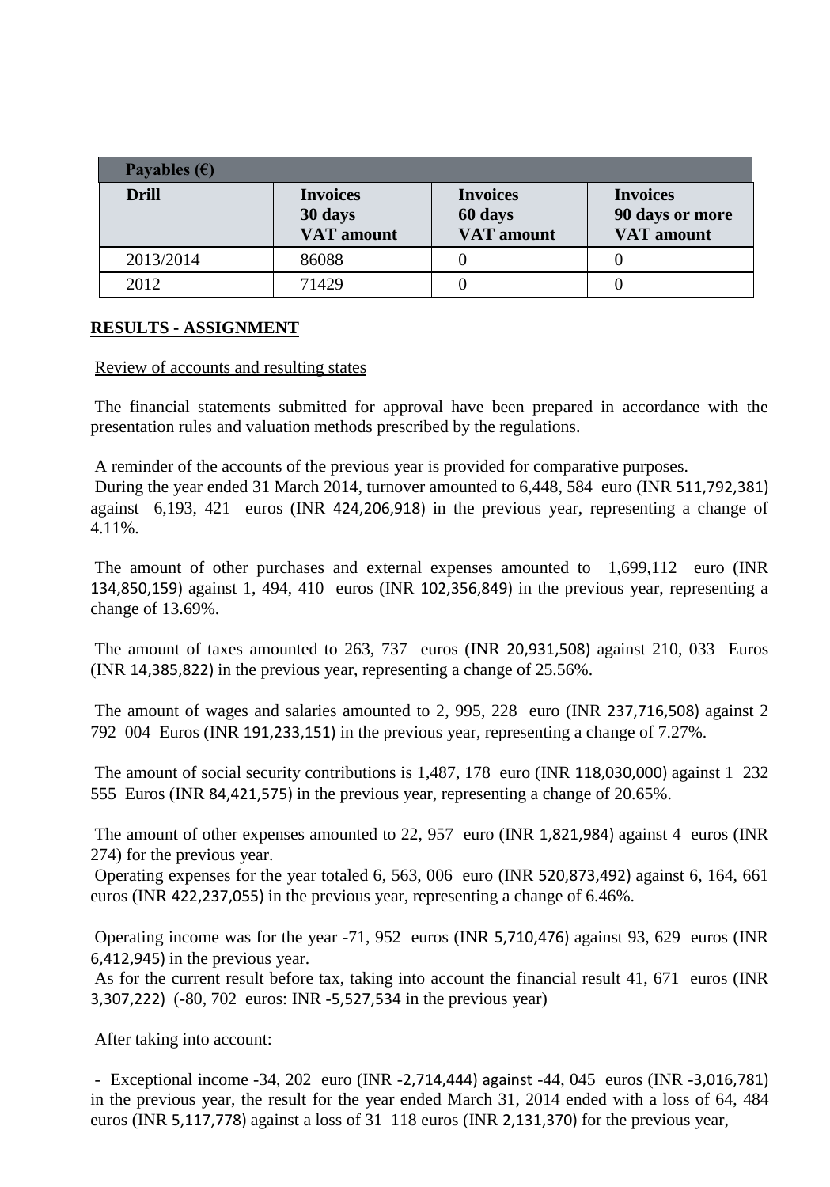| Payables (€) | | | |
|---|---|---|---|
| **Drill** | **Invoices 30 days VAT amount** | **Invoices 60 days VAT amount** | **Invoices 90 days or more VAT amount** |
| 2013/2014 | 86088 | 0 | 0 |
| 2012 | 71429 | 0 | 0 |

**RESULTS - ASSIGNMENT**

Review of accounts and resulting states

The financial statements submitted for approval have been prepared in accordance with the presentation rules and valuation methods prescribed by the regulations.

A reminder of the accounts of the previous year is provided for comparative purposes.

During the year ended 31 March 2014, turnover amounted to 6,448, 584 euro (INR 511,792,381) against 6,193, 421 euros (INR 424,206,918) in the previous year, representing a change of 4.11%.

The amount of other purchases and external expenses amounted to 1,699,112 euro (INR 134,850,159) against 1, 494, 410 euros (INR 102,356,849) in the previous year, representing a change of 13.69%.

The amount of taxes amounted to 263, 737 euros (INR 20,931,508) against 210, 033 Euros (INR 14,385,822) in the previous year, representing a change of 25.56%.

The amount of wages and salaries amounted to 2, 995, 228 euro (INR 237,716,508) against 2 792 004 Euros (INR 191,233,151) in the previous year, representing a change of 7.27%.

The amount of social security contributions is 1,487, 178 euro (INR 118,030,000) against 1 232 555 Euros (INR 84,421,575) in the previous year, representing a change of 20.65%.

The amount of other expenses amounted to 22, 957 euro (INR 1,821,984) against 4 euros (INR 274) for the previous year.

Operating expenses for the year totaled 6, 563, 006 euro (INR 520,873,492) against 6, 164, 661 euros (INR 422,237,055) in the previous year, representing a change of 6.46%.

Operating income was for the year -71, 952 euros (INR 5,710,476) against 93, 629 euros (INR 6,412,945) in the previous year.

As for the current result before tax, taking into account the financial result 41, 671 euros (INR 3,307,222) (-80, 702 euros: INR -5,527,534 in the previous year)

After taking into account:

- Exceptional income -34, 202 euro (INR -2,714,444) against -44, 045 euros (INR -3,016,781) in the previous year, the result for the year ended March 31, 2014 ended with a loss of 64, 484 euros (INR 5,117,778) against a loss of 31 118 euros (INR 2,131,370) for the previous year,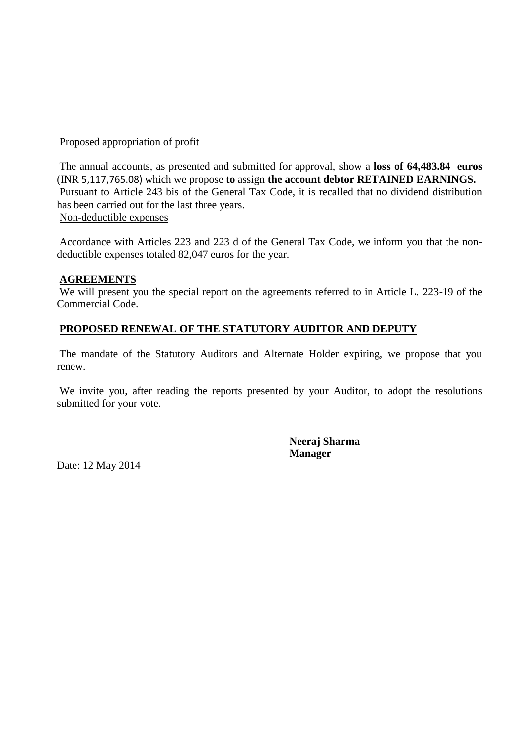Proposed appropriation of profit

The annual accounts, as presented and submitted for approval, show a **loss of 64,483.84 euros** (INR 5,117,765.08) which we propose **to** assign **the account debtor RETAINED EARNINGS.**
Pursuant to Article 243 bis of the General Tax Code, it is recalled that no dividend distribution has been carried out for the last three years.

Non-deductible expenses

Accordance with Articles 223 and 223 d of the General Tax Code, we inform you that the non-deductible expenses totaled 82,047 euros for the year.

**AGREEMENTS**

We will present you the special report on the agreements referred to in Article L. 223-19 of the Commercial Code.

**PROPOSED RENEWAL OF THE STATUTORY AUDITOR AND DEPUTY**

The mandate of the Statutory Auditors and Alternate Holder expiring, we propose that you renew.

We invite you, after reading the reports presented by your Auditor, to adopt the resolutions submitted for your vote.

**Neeraj Sharma**
**Manager**

Date: 12 May 2014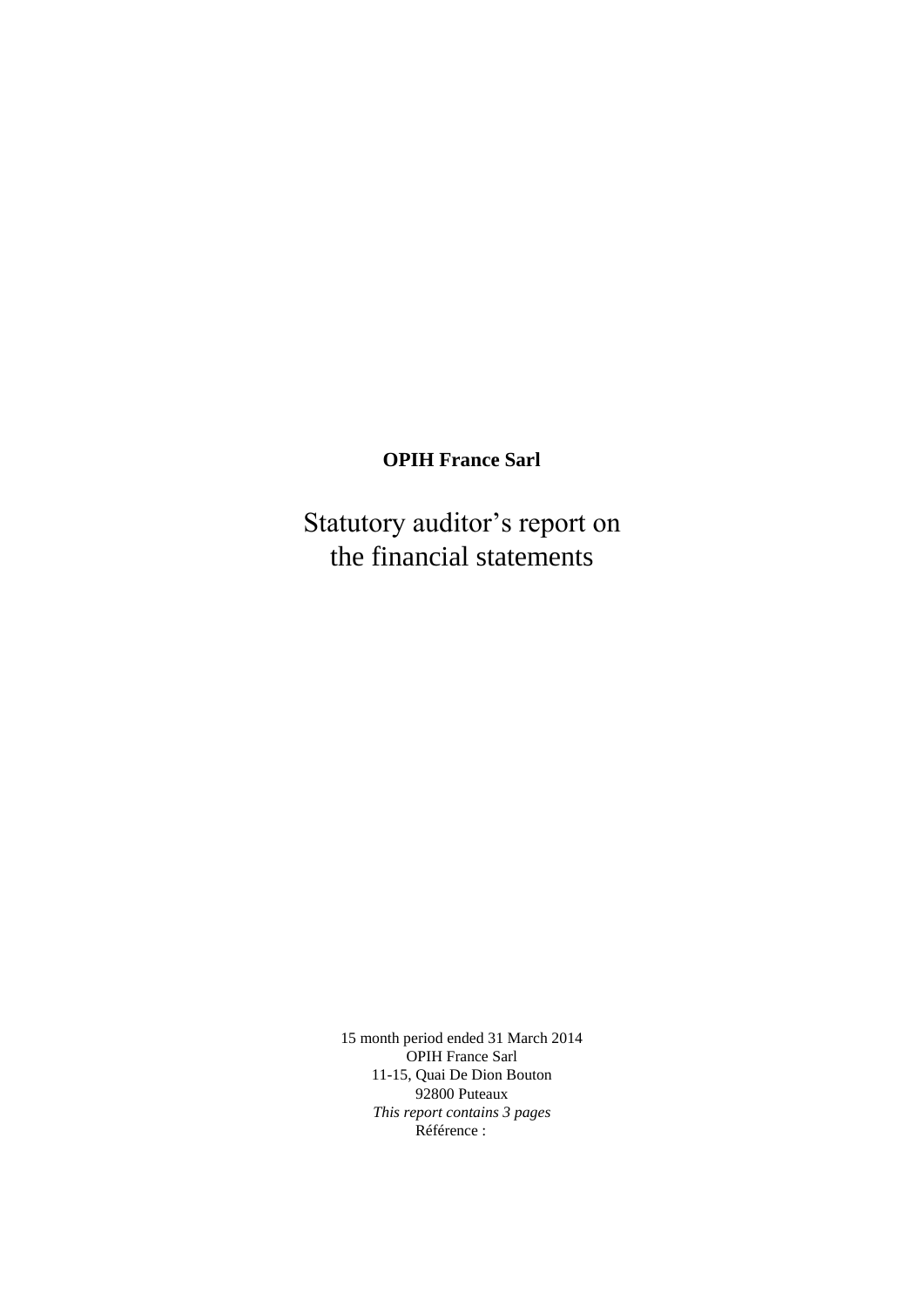**OPIH France Sarl**

# Statutory auditor's report on the financial statements

15 month period ended 31 March 2014
OPIH France Sarl
11-15, Quai De Dion Bouton
92800 Puteaux
*This report contains 3 pages*
Référence :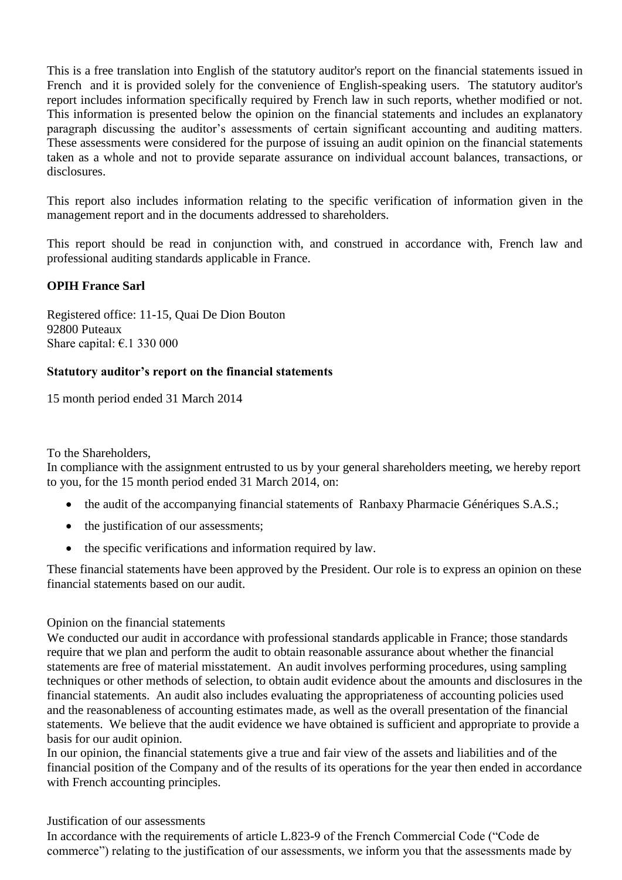This is a free translation into English of the statutory auditor's report on the financial statements issued in French and it is provided solely for the convenience of English-speaking users. The statutory auditor's report includes information specifically required by French law in such reports, whether modified or not. This information is presented below the opinion on the financial statements and includes an explanatory paragraph discussing the auditor's assessments of certain significant accounting and auditing matters. These assessments were considered for the purpose of issuing an audit opinion on the financial statements taken as a whole and not to provide separate assurance on individual account balances, transactions, or disclosures.

This report also includes information relating to the specific verification of information given in the management report and in the documents addressed to shareholders.

This report should be read in conjunction with, and construed in accordance with, French law and professional auditing standards applicable in France.

**OPIH France Sarl**

Registered office: 11-15, Quai De Dion Bouton
92800 Puteaux
Share capital: €.1 330 000

**Statutory auditor's report on the financial statements**

15 month period ended 31 March 2014

To the Shareholders,
In compliance with the assignment entrusted to us by your general shareholders meeting, we hereby report to you, for the 15 month period ended 31 March 2014, on:

- the audit of the accompanying financial statements of Ranbaxy Pharmacie Génériques S.A.S.;
- the justification of our assessments;
- the specific verifications and information required by law.

These financial statements have been approved by the President. Our role is to express an opinion on these financial statements based on our audit.

Opinion on the financial statements
We conducted our audit in accordance with professional standards applicable in France; those standards require that we plan and perform the audit to obtain reasonable assurance about whether the financial statements are free of material misstatement. An audit involves performing procedures, using sampling techniques or other methods of selection, to obtain audit evidence about the amounts and disclosures in the financial statements. An audit also includes evaluating the appropriateness of accounting policies used and the reasonableness of accounting estimates made, as well as the overall presentation of the financial statements. We believe that the audit evidence we have obtained is sufficient and appropriate to provide a basis for our audit opinion.
In our opinion, the financial statements give a true and fair view of the assets and liabilities and of the financial position of the Company and of the results of its operations for the year then ended in accordance with French accounting principles.

Justification of our assessments
In accordance with the requirements of article L.823-9 of the French Commercial Code ("Code de commerce") relating to the justification of our assessments, we inform you that the assessments made by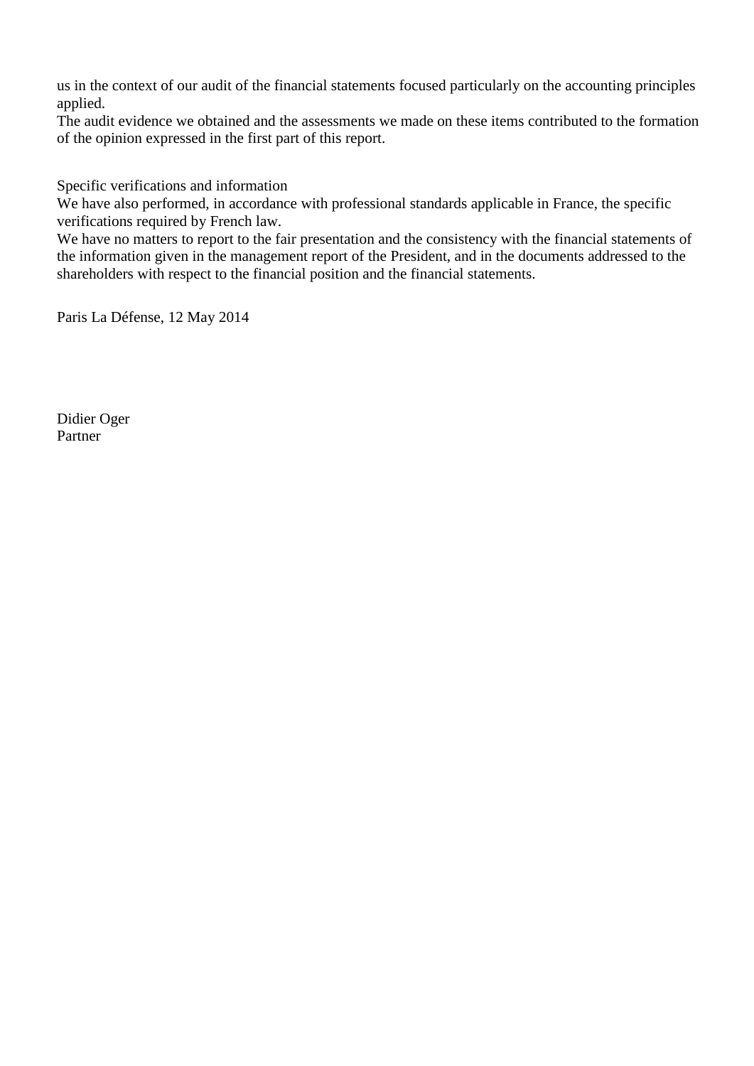us in the context of our audit of the financial statements focused particularly on the accounting principles applied.
The audit evidence we obtained and the assessments we made on these items contributed to the formation of the opinion expressed in the first part of this report.

Specific verifications and information
We have also performed, in accordance with professional standards applicable in France, the specific verifications required by French law.
We have no matters to report to the fair presentation and the consistency with the financial statements of the information given in the management report of the President, and in the documents addressed to the shareholders with respect to the financial position and the financial statements.

Paris La Défense, 12 May 2014

Didier Oger
Partner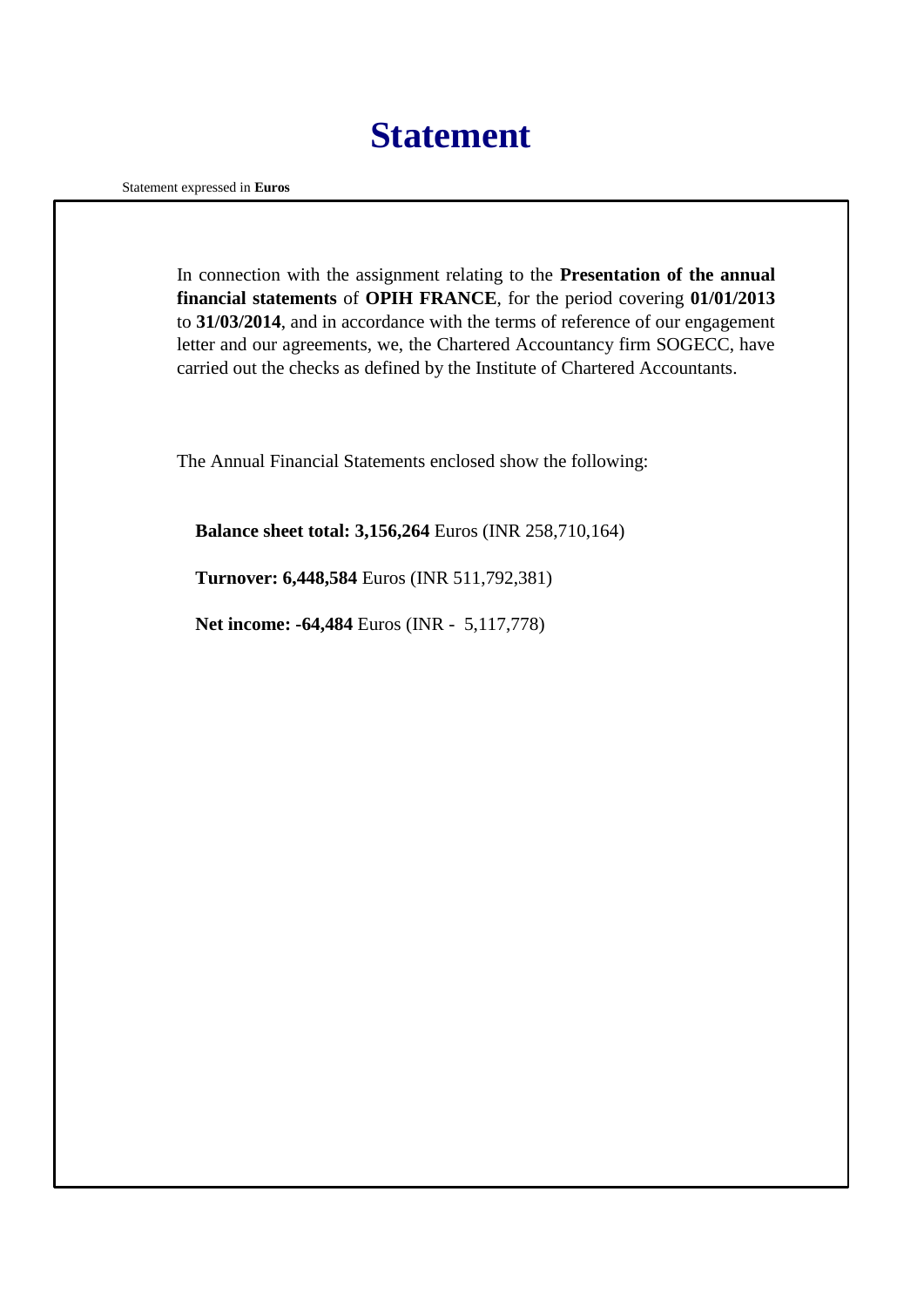# Statement

Statement expressed in **Euros**

In connection with the assignment relating to the **Presentation of the annual financial statements** of **OPIH FRANCE**, for the period covering **01/01/2013** to **31/03/2014**, and in accordance with the terms of reference of our engagement letter and our agreements, we, the Chartered Accountancy firm SOGECC, have carried out the checks as defined by the Institute of Chartered Accountants.

The Annual Financial Statements enclosed show the following:

**Balance sheet total: 3,156,264** Euros (INR 258,710,164)

**Turnover: 6,448,584** Euros (INR 511,792,381)

**Net income: -64,484** Euros (INR - 5,117,778)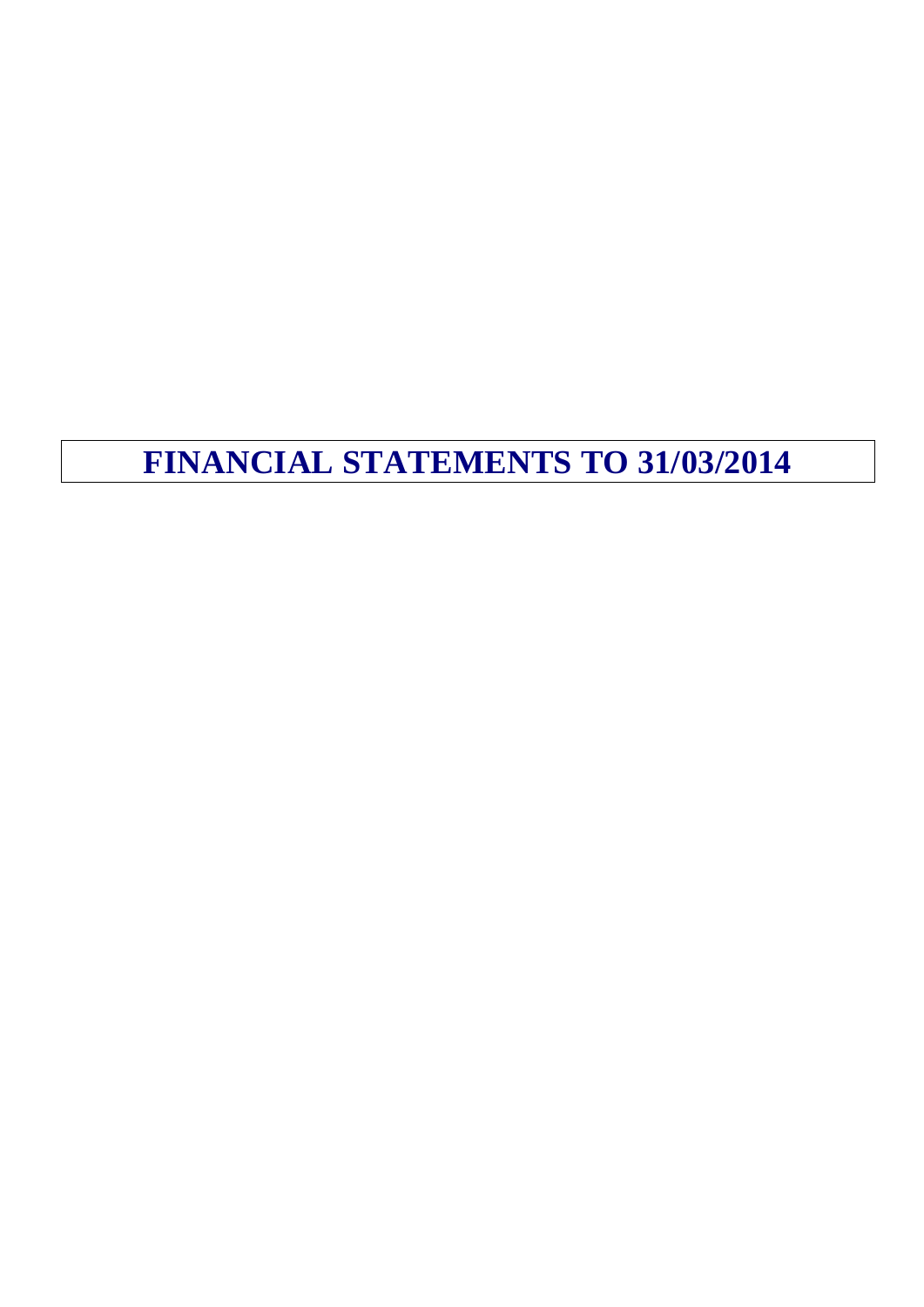# FINANCIAL STATEMENTS TO 31/03/2014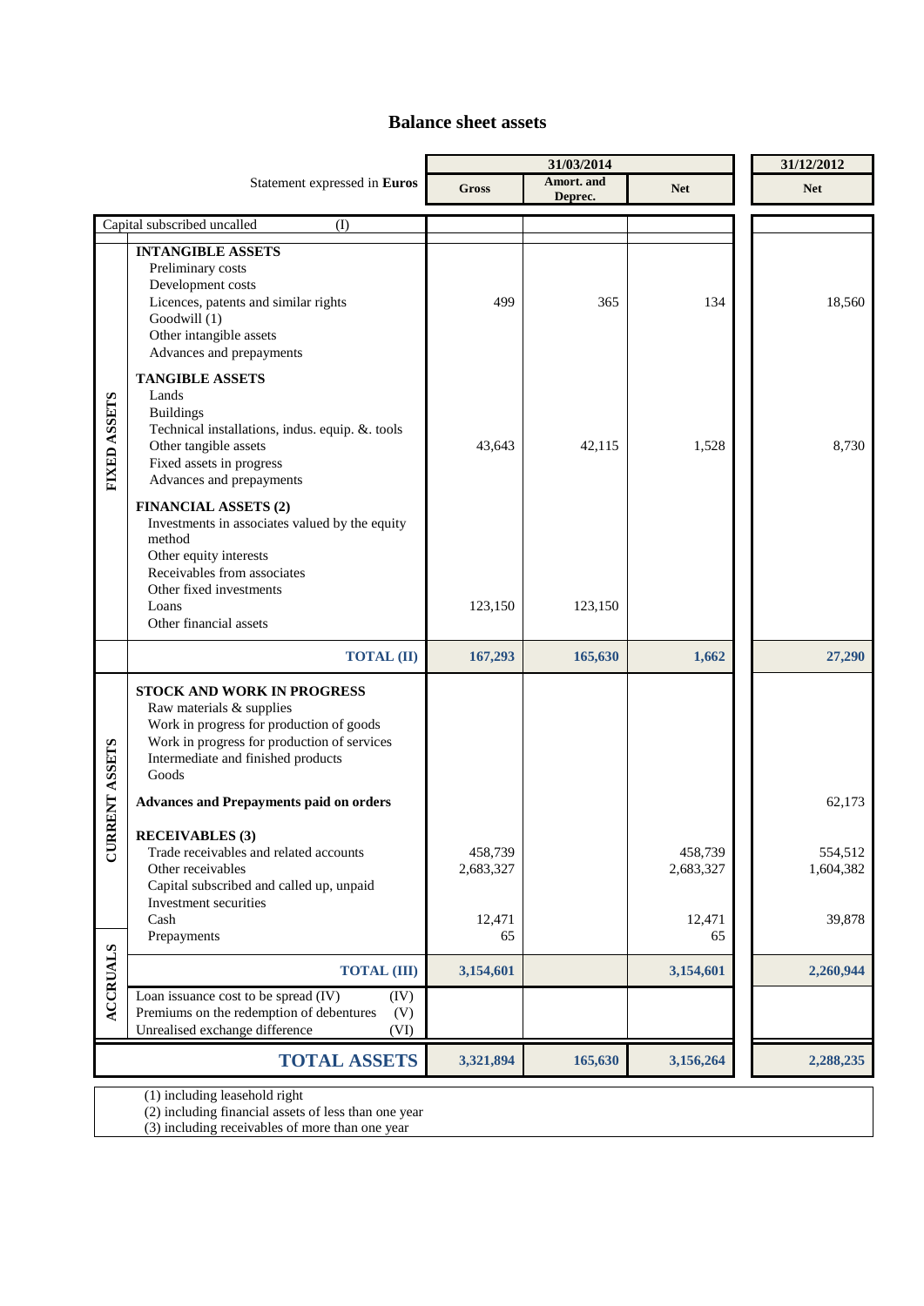# Balance sheet assets

| | Statement expressed in **Euros** | 31/03/2014 | | | 31/12/2012 |
|---|---|---|---|---|---|
| | | **Gross** | **Amort. and Deprec.** | **Net** | **Net** |
| | Capital subscribed uncalled (I) | | | | |
| **FIXED ASSETS** | **INTANGIBLE ASSETS** | | | | |
| | Preliminary costs | | | | |
| | Development costs | | | | |
| | Licences, patents and similar rights | 499 | 365 | 134 | 18,560 |
| | Goodwill (1) | | | | |
| | Other intangible assets | | | | |
| | Advances and prepayments | | | | |
| | **TANGIBLE ASSETS** | | | | |
| | Lands | | | | |
| | Buildings | | | | |
| | Technical installations, indus. equip. &. tools | | | | |
| | Other tangible assets | 43,643 | 42,115 | 1,528 | 8,730 |
| | Fixed assets in progress | | | | |
| | Advances and prepayments | | | | |
| | **FINANCIAL ASSETS (2)** | | | | |
| | Investments in associates valued by the equity method | | | | |
| | Other equity interests | | | | |
| | Receivables from associates | | | | |
| | Other fixed investments | | | | |
| | Loans | 123,150 | 123,150 | | |
| | Other financial assets | | | | |
| | **TOTAL (II)** | **167,293** | **165,630** | **1,662** | **27,290** |
| **CURRENT ASSETS** | **STOCK AND WORK IN PROGRESS** | | | | |
| | Raw materials & supplies | | | | |
| | Work in progress for production of goods | | | | |
| | Work in progress for production of services | | | | |
| | Intermediate and finished products | | | | |
| | Goods | | | | |
| | **Advances and Prepayments paid on orders** | | | | 62,173 |
| | **RECEIVABLES (3)** | | | | |
| | Trade receivables and related accounts | 458,739 | | 458,739 | 554,512 |
| | Other receivables | 2,683,327 | | 2,683,327 | 1,604,382 |
| | Capital subscribed and called up, unpaid | | | | |
| | Investment securities | | | | |
| | Cash | 12,471 | | 12,471 | 39,878 |
| | Prepayments | 65 | | 65 | |
| **ACCRUALS** | **TOTAL (III)** | **3,154,601** | | **3,154,601** | **2,260,944** |
| | Loan issuance cost to be spread (IV) (IV) | | | | |
| | Premiums on the redemption of debentures (V) | | | | |
| | Unrealised exchange difference (VI) | | | | |
| | **TOTAL ASSETS** | **3,321,894** | **165,630** | **3,156,264** | **2,288,235** |

(1) including leasehold right
(2) including financial assets of less than one year
(3) including receivables of more than one year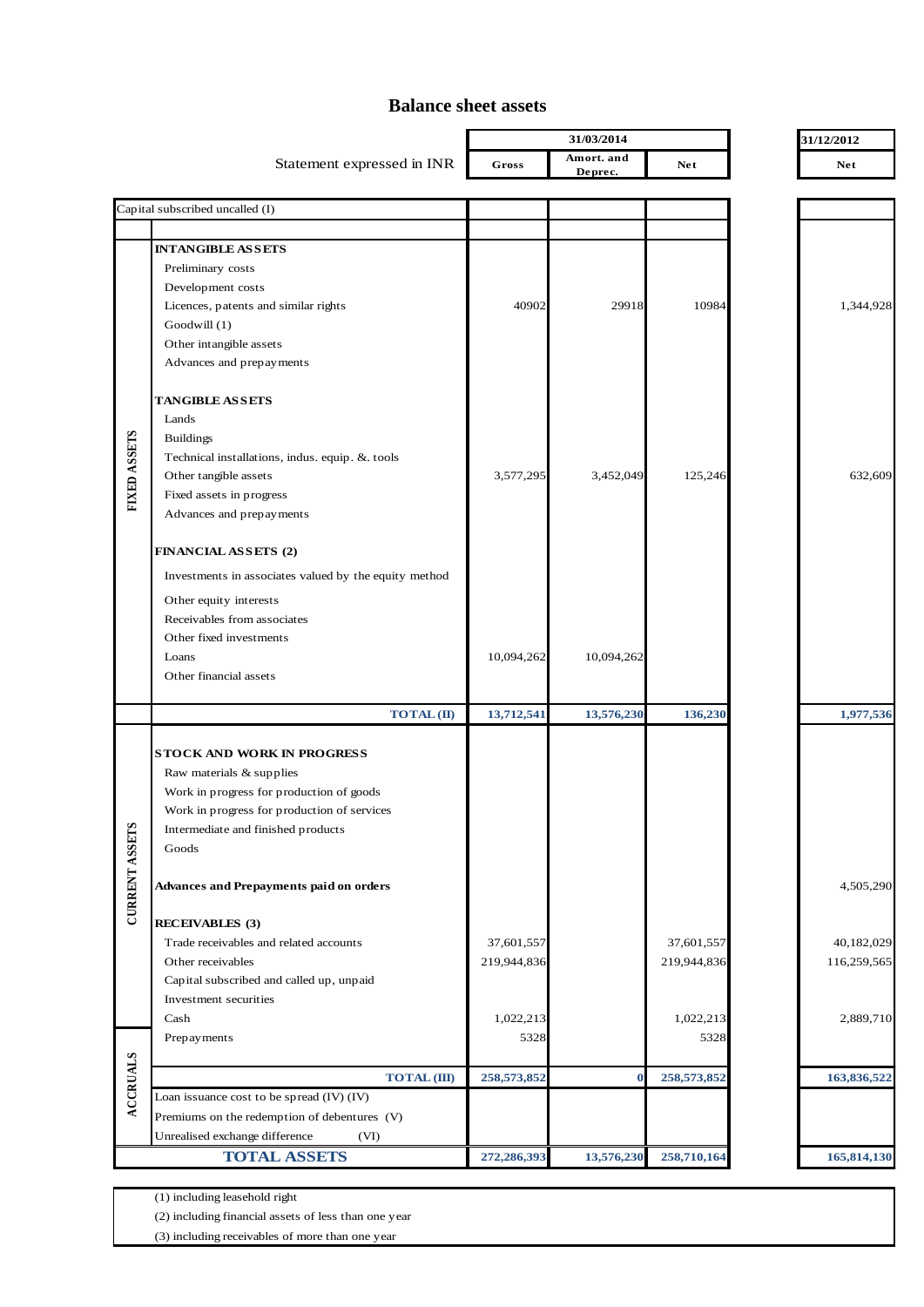# Balance sheet assets

| | Statement expressed in INR | 31/03/2014 Gross | 31/03/2014 Amort. and Deprec. | 31/03/2014 Net | 31/12/2012 Net |
|---|---|---|---|---|---|
| | Capital subscribed uncalled (I) | | | | |
| FIXED ASSETS | **INTANGIBLE ASSETS** | | | | |
| | Preliminary costs | | | | |
| | Development costs | | | | |
| | Licences, patents and similar rights | 40902 | 29918 | 10984 | 1,344,928 |
| | Goodwill (1) | | | | |
| | Other intangible assets | | | | |
| | Advances and prepayments | | | | |
| | **TANGIBLE ASSETS** | | | | |
| | Lands | | | | |
| | Buildings | | | | |
| | Technical installations, indus. equip. &. tools | | | | |
| | Other tangible assets | 3,577,295 | 3,452,049 | 125,246 | 632,609 |
| | Fixed assets in progress | | | | |
| | Advances and prepayments | | | | |
| | **FINANCIAL ASSETS (2)** | | | | |
| | Investments in associates valued by the equity method | | | | |
| | Other equity interests | | | | |
| | Receivables from associates | | | | |
| | Other fixed investments | | | | |
| | Loans | 10,094,262 | 10,094,262 | | |
| | Other financial assets | | | | |
| | **TOTAL (II)** | **13,712,541** | **13,576,230** | **136,230** | **1,977,536** |
| CURRENT ASSETS | **STOCK AND WORK IN PROGRESS** | | | | |
| | Raw materials & supplies | | | | |
| | Work in progress for production of goods | | | | |
| | Work in progress for production of services | | | | |
| | Intermediate and finished products | | | | |
| | Goods | | | | |
| | **Advances and Prepayments paid on orders** | | | | 4,505,290 |
| | **RECEIVABLES (3)** | | | | |
| | Trade receivables and related accounts | 37,601,557 | | 37,601,557 | 40,182,029 |
| | Other receivables | 219,944,836 | | 219,944,836 | 116,259,565 |
| | Capital subscribed and called up, unpaid | | | | |
| | Investment securities | | | | |
| | Cash | 1,022,213 | | 1,022,213 | 2,889,710 |
| ACCRUALS | Prepayments | 5328 | | 5328 | |
| | **TOTAL (III)** | **258,573,852** | **0** | **258,573,852** | **163,836,522** |
| | Loan issuance cost to be spread (IV) (IV) | | | | |
| | Premiums on the redemption of debentures (V) | | | | |
| | Unrealised exchange difference (VI) | | | | |
| | **TOTAL ASSETS** | **272,286,393** | **13,576,230** | **258,710,164** | **165,814,130** |

(1) including leasehold right
(2) including financial assets of less than one year
(3) including receivables of more than one year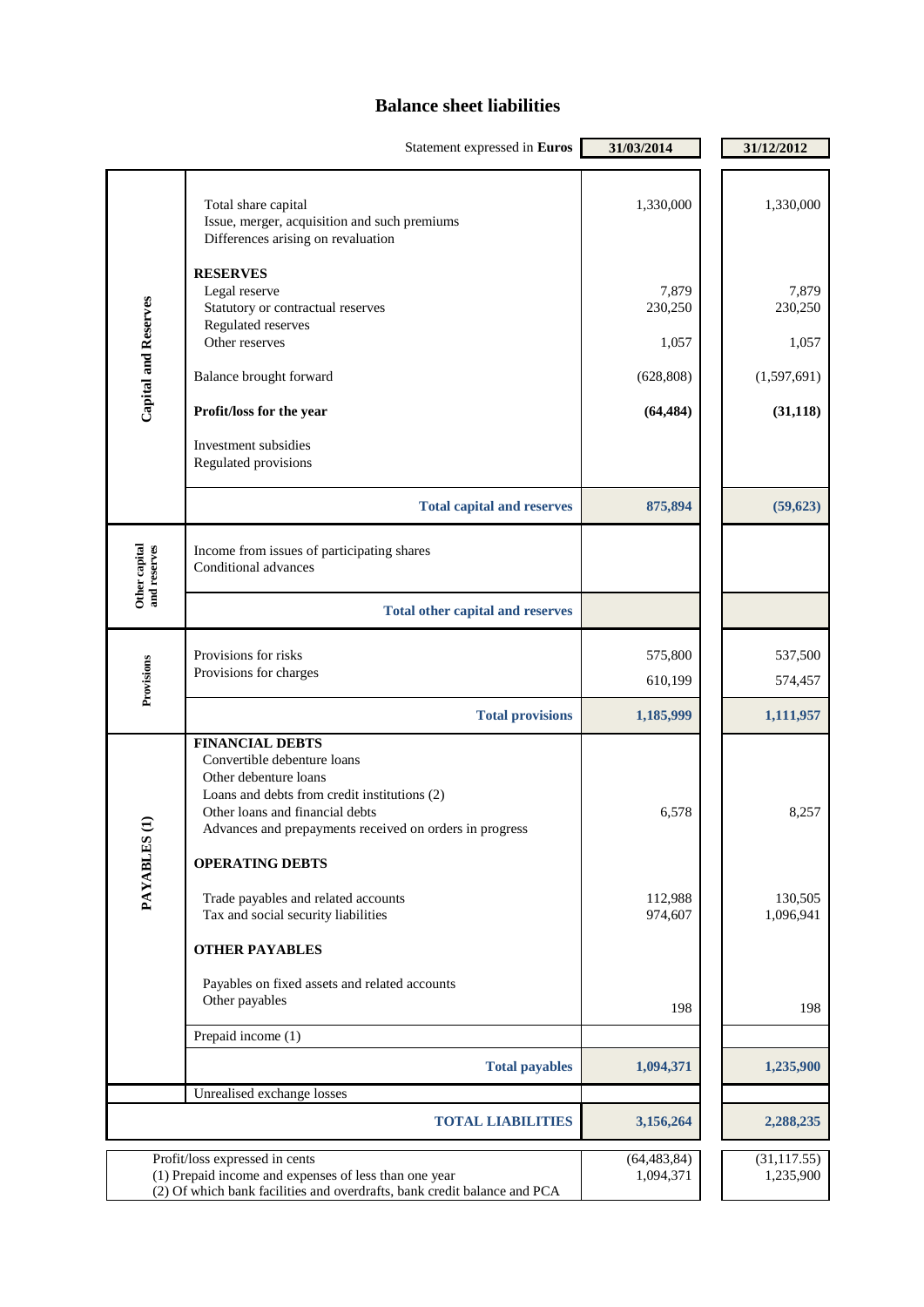# Balance sheet liabilities

| | Statement expressed in **Euros** | 31/03/2014 | 31/12/2012 |
|---|---|---|---|
| Capital and Reserves | Total share capital | 1,330,000 | 1,330,000 |
| | Issue, merger, acquisition and such premiums | | |
| | Differences arising on revaluation | | |
| | **RESERVES** | | |
| | Legal reserve | 7,879 | 7,879 |
| | Statutory or contractual reserves | 230,250 | 230,250 |
| | Regulated reserves | | |
| | Other reserves | 1,057 | 1,057 |
| | Balance brought forward | (628,808) | (1,597,691) |
| | **Profit/loss for the year** | **(64,484)** | **(31,118)** |
| | Investment subsidies | | |
| | Regulated provisions | | |
| | **Total capital and reserves** | **875,894** | **(59,623)** |
| Other capital and reserves | Income from issues of participating shares | | |
| | Conditional advances | | |
| | **Total other capital and reserves** | | |
| Provisions | Provisions for risks | 575,800 | 537,500 |
| | Provisions for charges | 610,199 | 574,457 |
| | **Total provisions** | **1,185,999** | **1,111,957** |
| PAYABLES (1) | **FINANCIAL DEBTS** | | |
| | Convertible debenture loans | | |
| | Other debenture loans | | |
| | Loans and debts from credit institutions (2) | | |
| | Other loans and financial debts | 6,578 | 8,257 |
| | Advances and prepayments received on orders in progress | | |
| | **OPERATING DEBTS** | | |
| | Trade payables and related accounts | 112,988 | 130,505 |
| | Tax and social security liabilities | 974,607 | 1,096,941 |
| | **OTHER PAYABLES** | | |
| | Payables on fixed assets and related accounts | | |
| | Other payables | 198 | 198 |
| | Prepaid income (1) | | |
| | **Total payables** | **1,094,371** | **1,235,900** |
| | Unrealised exchange losses | | |
| | **TOTAL LIABILITIES** | **3,156,264** | **2,288,235** |

| | 31/03/2014 | 31/12/2012 |
|---|---|---|
| Profit/loss expressed in cents | (64,483,84) | (31,117.55) |
| (1) Prepaid income and expenses of less than one year | 1,094,371 | 1,235,900 |
| (2) Of which bank facilities and overdrafts, bank credit balance and PCA | | |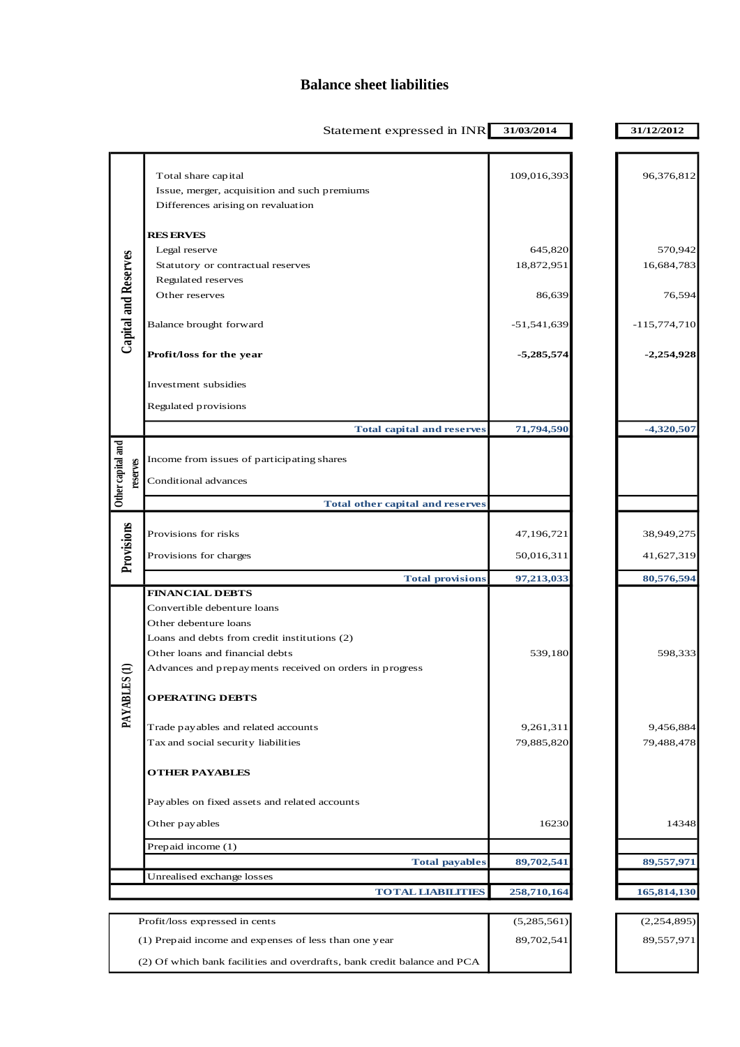# Balance sheet liabilities

| | Statement expressed in INR | 31/03/2014 | 31/12/2012 |
|---|---|---|---|
| **Capital and Reserves** | Total share capital | 109,016,393 | 96,376,812 |
| | Issue, merger, acquisition and such premiums | | |
| | Differences arising on revaluation | | |
| | **RESERVES** | | |
| | Legal reserve | 645,820 | 570,942 |
| | Statutory or contractual reserves | 18,872,951 | 16,684,783 |
| | Regulated reserves | | |
| | Other reserves | 86,639 | 76,594 |
| | Balance brought forward | -51,541,639 | -115,774,710 |
| | **Profit/loss for the year** | **-5,285,574** | **-2,254,928** |
| | Investment subsidies | | |
| | Regulated provisions | | |
| | **Total capital and reserves** | **71,794,590** | **-4,320,507** |
| **Other capital and reserves** | Income from issues of participating shares | | |
| | Conditional advances | | |
| | **Total other capital and reserves** | | |
| **Provisions** | Provisions for risks | 47,196,721 | 38,949,275 |
| | Provisions for charges | 50,016,311 | 41,627,319 |
| | **Total provisions** | **97,213,033** | **80,576,594** |
| **PAYABLES (1)** | **FINANCIAL DEBTS** | | |
| | Convertible debenture loans | | |
| | Other debenture loans | | |
| | Loans and debts from credit institutions (2) | | |
| | Other loans and financial debts | 539,180 | 598,333 |
| | Advances and prepayments received on orders in progress | | |
| | **OPERATING DEBTS** | | |
| | Trade payables and related accounts | 9,261,311 | 9,456,884 |
| | Tax and social security liabilities | 79,885,820 | 79,488,478 |
| | **OTHER PAYABLES** | | |
| | Payables on fixed assets and related accounts | | |
| | Other payables | 16230 | 14348 |
| | Prepaid income (1) | | |
| | **Total payables** | **89,702,541** | **89,557,971** |
| | Unrealised exchange losses | | |
| | **TOTAL LIABILITIES** | **258,710,164** | **165,814,130** |

| | | |
|---|---|---|
| Profit/loss expressed in cents | (5,285,561) | (2,254,895) |
| (1) Prepaid income and expenses of less than one year | 89,702,541 | 89,557,971 |
| (2) Of which bank facilities and overdrafts, bank credit balance and PCA | | |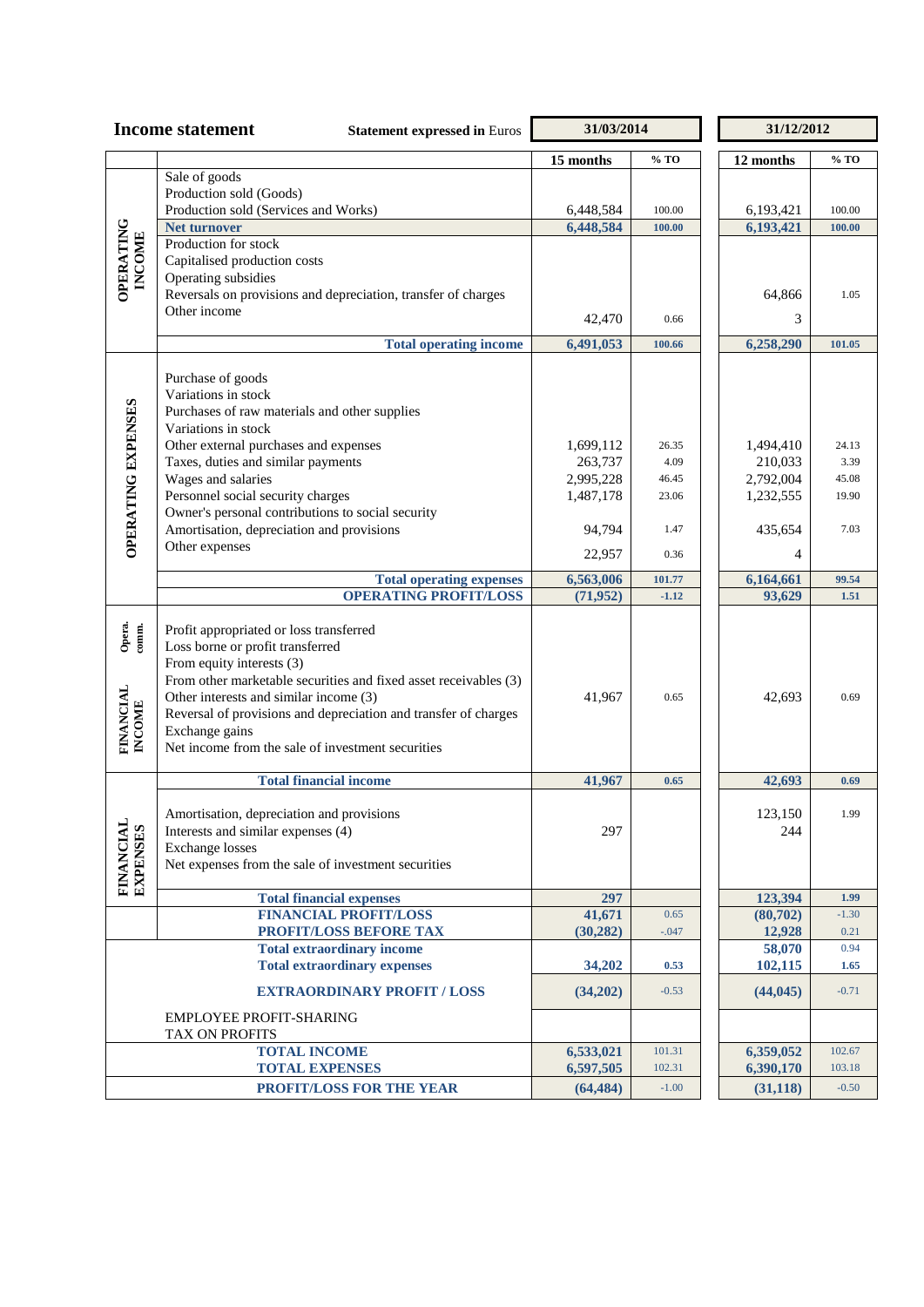## Income statement

**Statement expressed in** Euros

| | | 31/03/2014 | | 31/12/2012 | |
|---|---|---|---|---|---|
| | | **15 months** | **% TO** | **12 months** | **% TO** |
| **OPERATING INCOME** | Sale of goods | | | | |
| | Production sold (Goods) | | | | |
| | Production sold (Services and Works) | 6,448,584 | 100.00 | 6,193,421 | 100.00 |
| | **Net turnover** | **6,448,584** | **100.00** | **6,193,421** | **100.00** |
| | Production for stock | | | | |
| | Capitalised production costs | | | | |
| | Operating subsidies | | | | |
| | Reversals on provisions and depreciation, transfer of charges | | | 64,866 | 1.05 |
| | Other income | 42,470 | 0.66 | 3 | |
| | **Total operating income** | **6,491,053** | **100.66** | **6,258,290** | **101.05** |
| **OPERATING EXPENSES** | Purchase of goods | | | | |
| | Variations in stock | | | | |
| | Purchases of raw materials and other supplies | | | | |
| | Variations in stock | | | | |
| | Other external purchases and expenses | 1,699,112 | 26.35 | 1,494,410 | 24.13 |
| | Taxes, duties and similar payments | 263,737 | 4.09 | 210,033 | 3.39 |
| | Wages and salaries | 2,995,228 | 46.45 | 2,792,004 | 45.08 |
| | Personnel social security charges | 1,487,178 | 23.06 | 1,232,555 | 19.90 |
| | Owner's personal contributions to social security | | | | |
| | Amortisation, depreciation and provisions | 94,794 | 1.47 | 435,654 | 7.03 |
| | Other expenses | 22,957 | 0.36 | 4 | |
| | **Total operating expenses** | **6,563,006** | **101.77** | **6,164,661** | **99.54** |
| | **OPERATING PROFIT/LOSS** | **(71,952)** | **-1.12** | **93,629** | **1.51** |
| **Opera. comm.** | Profit appropriated or loss transferred | | | | |
| | Loss borne or profit transferred | | | | |
| **FINANCIAL INCOME** | From equity interests (3) | | | | |
| | From other marketable securities and fixed asset receivables (3) | | | | |
| | Other interests and similar income (3) | 41,967 | 0.65 | 42,693 | 0.69 |
| | Reversal of provisions and depreciation and transfer of charges | | | | |
| | Exchange gains | | | | |
| | Net income from the sale of investment securities | | | | |
| | **Total financial income** | **41,967** | **0.65** | **42,693** | **0.69** |
| **FINANCIAL EXPENSES** | Amortisation, depreciation and provisions | | | 123,150 | 1.99 |
| | Interests and similar expenses (4) | 297 | | 244 | |
| | Exchange losses | | | | |
| | Net expenses from the sale of investment securities | | | | |
| | **Total financial expenses** | **297** | | **123,394** | **1.99** |
| | **FINANCIAL PROFIT/LOSS** | **41,671** | 0.65 | **(80,702)** | -1.30 |
| | **PROFIT/LOSS BEFORE TAX** | **(30,282)** | -.047 | **12,928** | 0.21 |
| | **Total extraordinary income** | | | **58,070** | 0.94 |
| | **Total extraordinary expenses** | **34,202** | **0.53** | **102,115** | **1.65** |
| | **EXTRAORDINARY PROFIT / LOSS** | **(34,202)** | -0.53 | **(44,045)** | -0.71 |
| | EMPLOYEE PROFIT-SHARING | | | | |
| | TAX ON PROFITS | | | | |
| | **TOTAL INCOME** | **6,533,021** | 101.31 | **6,359,052** | 102.67 |
| | **TOTAL EXPENSES** | **6,597,505** | 102.31 | **6,390,170** | 103.18 |
| | **PROFIT/LOSS FOR THE YEAR** | **(64,484)** | -1.00 | **(31,118)** | -0.50 |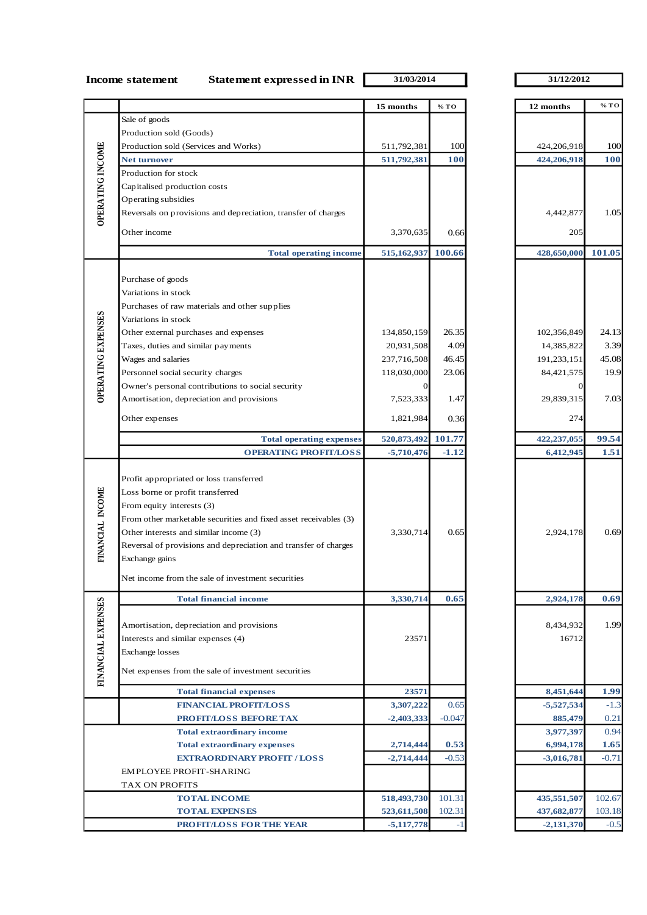**Income statement** **Statement expressed in INR**

| | | 31/03/2014 | | 31/12/2012 | |
|---|---|---|---|---|---|
| | | **15 months** | **% TO** | **12 months** | **% TO** |
| OPERATING INCOME | Sale of goods | | | | |
| | Production sold (Goods) | | | | |
| | Production sold (Services and Works) | 511,792,381 | 100 | 424,206,918 | 100 |
| | **Net turnover** | **511,792,381** | **100** | **424,206,918** | **100** |
| | Production for stock | | | | |
| | Capitalised production costs | | | | |
| | Operating subsidies | | | | |
| | Reversals on provisions and depreciation, transfer of charges | | | 4,442,877 | 1.05 |
| | Other income | 3,370,635 | 0.66 | 205 | |
| | **Total operating income** | **515,162,937** | **100.66** | **428,650,000** | **101.05** |
| OPERATING EXPENSES | Purchase of goods | | | | |
| | Variations in stock | | | | |
| | Purchases of raw materials and other supplies | | | | |
| | Variations in stock | | | | |
| | Other external purchases and expenses | 134,850,159 | 26.35 | 102,356,849 | 24.13 |
| | Taxes, duties and similar payments | 20,931,508 | 4.09 | 14,385,822 | 3.39 |
| | Wages and salaries | 237,716,508 | 46.45 | 191,233,151 | 45.08 |
| | Personnel social security charges | 118,030,000 | 23.06 | 84,421,575 | 19.9 |
| | Owner's personal contributions to social security | 0 | | 0 | |
| | Amortisation, depreciation and provisions | 7,523,333 | 1.47 | 29,839,315 | 7.03 |
| | Other expenses | 1,821,984 | 0.36 | 274 | |
| | **Total operating expenses** | **520,873,492** | **101.77** | **422,237,055** | **99.54** |
| | **OPERATING PROFIT/LOSS** | **-5,710,476** | **-1.12** | **6,412,945** | **1.51** |
| FINANCIAL INCOME | Profit appropriated or loss transferred | | | | |
| | Loss borne or profit transferred | | | | |
| | From equity interests (3) | | | | |
| | From other marketable securities and fixed asset receivables (3) | | | | |
| | Other interests and similar income (3) | 3,330,714 | 0.65 | 2,924,178 | 0.69 |
| | Reversal of provisions and depreciation and transfer of charges | | | | |
| | Exchange gains | | | | |
| | Net income from the sale of investment securities | | | | |
| | **Total financial income** | **3,330,714** | **0.65** | **2,924,178** | **0.69** |
| FINANCIAL EXPENSES | Amortisation, depreciation and provisions | | | 8,434,932 | 1.99 |
| | Interests and similar expenses (4) | 23571 | | 16712 | |
| | Exchange losses | | | | |
| | Net expenses from the sale of investment securities | | | | |
| | **Total financial expenses** | **23571** | | **8,451,644** | **1.99** |
| | **FINANCIAL PROFIT/LOSS** | **3,307,222** | 0.65 | **-5,527,534** | -1.3 |
| | **PROFIT/LOSS BEFORE TAX** | **-2,403,333** | -0.047 | **885,479** | 0.21 |
| | **Total extraordinary income** | | | **3,977,397** | 0.94 |
| | **Total extraordinary expenses** | **2,714,444** | **0.53** | **6,994,178** | **1.65** |
| | **EXTRAORDINARY PROFIT / LOSS** | **-2,714,444** | -0.53 | **-3,016,781** | -0.71 |
| | EMPLOYEE PROFIT-SHARING | | | | |
| | TAX ON PROFITS | | | | |
| | **TOTAL INCOME** | **518,493,730** | 101.31 | **435,551,507** | 102.67 |
| | **TOTAL EXPENSES** | **523,611,508** | 102.31 | **437,682,877** | 103.18 |
| | **PROFIT/LOSS FOR THE YEAR** | **-5,117,778** | -1 | **-2,131,370** | -0.5 |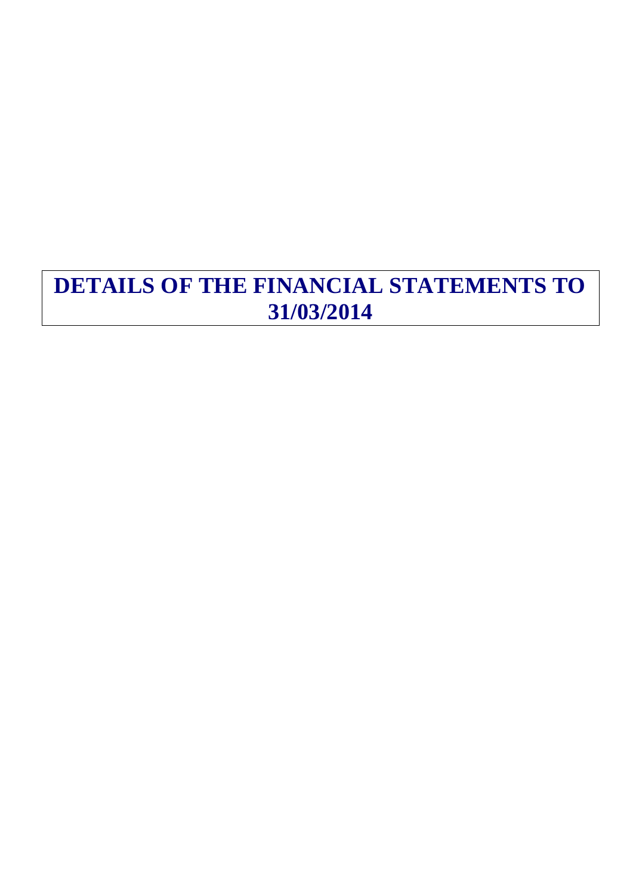# DETAILS OF THE FINANCIAL STATEMENTS TO 31/03/2014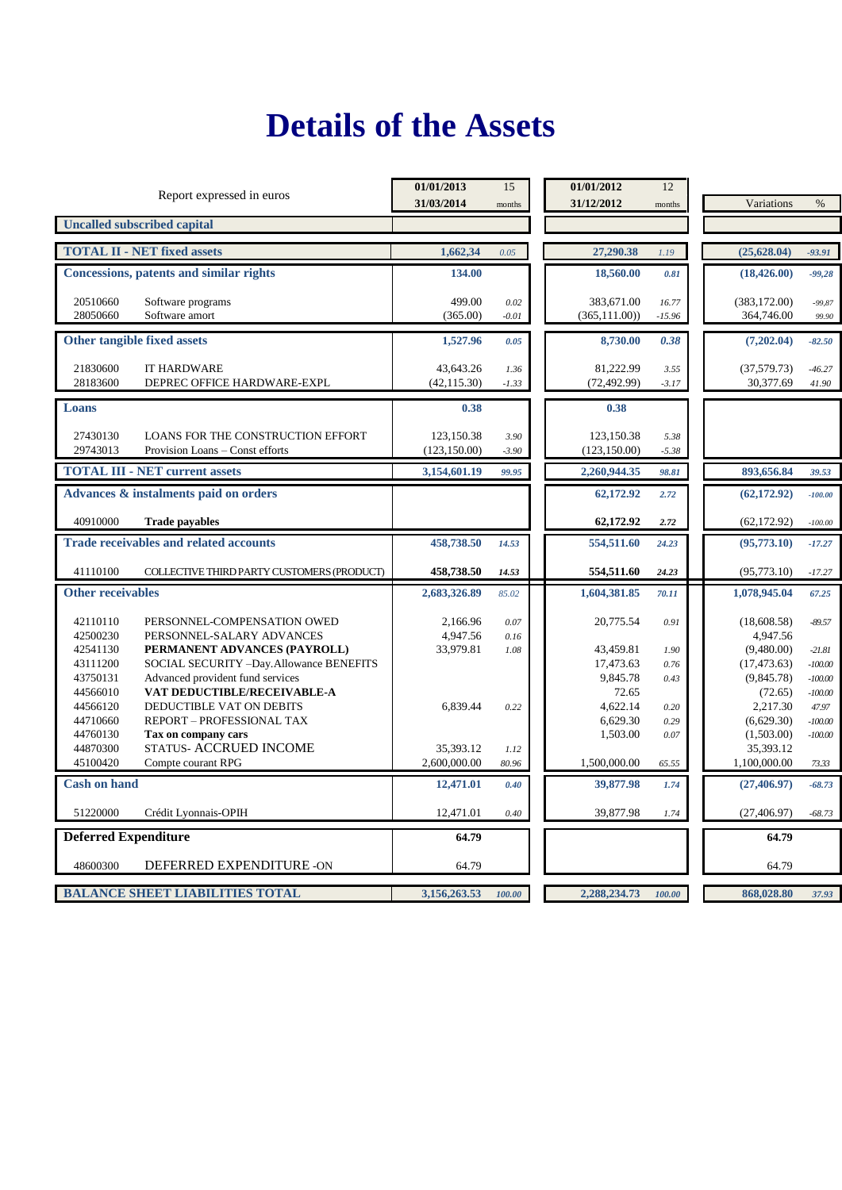# Details of the Assets

| Report expressed in euros | | 01/01/2013 31/03/2014 | 15 months | 01/01/2012 31/12/2012 | 12 months | Variations | % |
|---|---|---|---|---|---|---|---|
| **Uncalled subscribed capital** | | | | | | | |
| **TOTAL II - NET fixed assets** | | **1,662,34** | *0.05* | **27,290.38** | *1.19* | **(25,628.04)** | *-93.91* |
| **Concessions, patents and similar rights** | | **134.00** | | **18,560.00** | *0.81* | **(18,426.00)** | *-99,28* |
| 20510660 | Software programs | 499.00 | *0.02* | 383,671.00 | *16.77* | (383,172.00) | *-99,87* |
| 28050660 | Software amort | (365.00) | *-0.01* | (365,111.00)) | *-15.96* | 364,746.00 | *99.90* |
| **Other tangible fixed assets** | | **1,527.96** | *0.05* | **8,730.00** | *0.38* | **(7,202.04)** | *-82.50* |
| 21830600 | IT HARDWARE | 43,643.26 | *1.36* | 81,222.99 | *3.55* | (37,579.73) | *-46.27* |
| 28183600 | DEPREC OFFICE HARDWARE-EXPL | (42,115.30) | *-1.33* | (72,492.99) | *-3.17* | 30,377.69 | *41.90* |
| **Loans** | | **0.38** | | **0.38** | | | |
| 27430130 | LOANS FOR THE CONSTRUCTION EFFORT | 123,150.38 | *3.90* | 123,150.38 | *5.38* | | |
| 29743013 | Provision Loans – Const efforts | (123,150.00) | *-3.90* | (123,150.00) | *-5.38* | | |
| **TOTAL III - NET current assets** | | **3,154,601.19** | *99.95* | **2,260,944.35** | *98.81* | **893,656.84** | *39.53* |
| **Advances & instalments paid on orders** | | | | **62,172.92** | *2.72* | **(62,172.92)** | *-100.00* |
| 40910000 | **Trade payables** | | | **62,172.92** | *2.72* | (62,172.92) | *-100.00* |
| **Trade receivables and related accounts** | | **458,738.50** | *14.53* | **554,511.60** | *24.23* | **(95,773.10)** | *-17.27* |
| 41110100 | COLLECTIVE THIRD PARTY CUSTOMERS (PRODUCT) | **458,738.50** | *14.53* | **554,511.60** | *24.23* | (95,773.10) | *-17.27* |
| **Other receivables** | | **2,683,326.89** | *85.02* | **1,604,381.85** | *70.11* | **1,078,945.04** | *67.25* |
| 42110110 | PERSONNEL-COMPENSATION OWED | 2,166.96 | *0.07* | 20,775.54 | *0.91* | (18,608.58) | *-89.57* |
| 42500230 | PERSONNEL-SALARY ADVANCES | 4,947.56 | *0.16* | | | 4,947.56 | |
| 42541130 | **PERMANENT ADVANCES (PAYROLL)** | 33,979.81 | *1.08* | 43,459.81 | *1.90* | (9,480.00) | *-21.81* |
| 43111200 | SOCIAL SECURITY –Day.Allowance BENEFITS | | | 17,473.63 | *0.76* | (17,473.63) | *-100.00* |
| 43750131 | Advanced provident fund services | | | 9,845.78 | *0.43* | (9,845.78) | *-100.00* |
| 44566010 | **VAT DEDUCTIBLE/RECEIVABLE-A** | | | 72.65 | | (72.65) | *-100.00* |
| 44566120 | DEDUCTIBLE VAT ON DEBITS | 6,839.44 | *0.22* | 4,622.14 | *0.20* | 2,217.30 | *47.97* |
| 44710660 | REPORT – PROFESSIONAL TAX | | | 6,629.30 | *0.29* | (6,629.30) | *-100.00* |
| 44760130 | **Tax on company cars** | | | 1,503.00 | *0.07* | (1,503.00) | *-100.00* |
| 44870300 | STATUS- ACCRUED INCOME | 35,393.12 | *1.12* | | | 35,393.12 | |
| 45100420 | Compte courant RPG | 2,600,000.00 | *80.96* | 1,500,000.00 | *65.55* | 1,100,000.00 | *73.33* |
| **Cash on hand** | | **12,471.01** | *0.40* | **39,877.98** | *1.74* | **(27,406.97)** | *-68.73* |
| 51220000 | Crédit Lyonnais-OPIH | 12,471.01 | *0.40* | 39,877.98 | *1.74* | (27,406.97) | *-68.73* |
| **Deferred Expenditure** | | **64.79** | | | | **64.79** | |
| 48600300 | DEFERRED EXPENDITURE -ON | 64.79 | | | | 64.79 | |
| **BALANCE SHEET LIABILITIES TOTAL** | | **3,156,263.53** | *100.00* | **2,288,234.73** | *100.00* | **868,028.80** | *37.93* |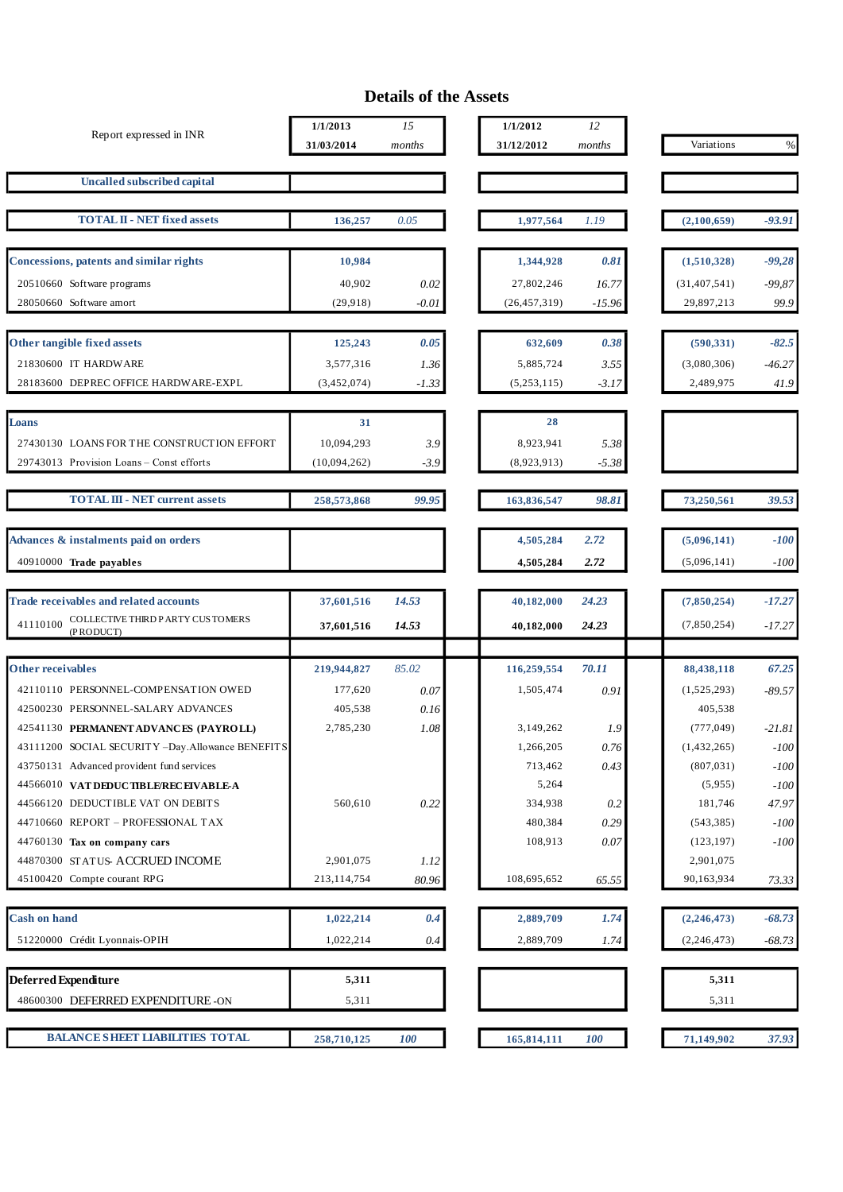# Details of the Assets

| Report expressed in INR | 1/1/2013 31/03/2014 | 15 months | 1/1/2012 31/12/2012 | 12 months | Variations | % |
|---|---|---|---|---|---|---|
| **Uncalled subscribed capital** | | | | | | |
| **TOTAL II - NET fixed assets** | **136,257** | *0.05* | **1,977,564** | *1.19* | **(2,100,659)** | ***-93.91*** |
| **Concessions, patents and similar rights** | **10,984** | | **1,344,928** | ***0.81*** | **(1,510,328)** | ***-99,28*** |
| 20510660 Software programs | 40,902 | *0.02* | 27,802,246 | *16.77* | (31,407,541) | *-99,87* |
| 28050660 Software amort | (29,918) | *-0.01* | (26,457,319) | *-15.96* | 29,897,213 | *99.9* |
| **Other tangible fixed assets** | **125,243** | ***0.05*** | **632,609** | ***0.38*** | **(590,331)** | ***-82.5*** |
| 21830600 IT HARDWARE | 3,577,316 | *1.36* | 5,885,724 | *3.55* | (3,080,306) | *-46.27* |
| 28183600 DEPREC OFFICE HARDWARE-EXPL | (3,452,074) | *-1.33* | (5,253,115) | *-3.17* | 2,489,975 | *41.9* |
| **Loans** | **31** | | **28** | | | |
| 27430130 LOANS FOR THE CONSTRUCTION EFFORT | 10,094,293 | *3.9* | 8,923,941 | *5.38* | | |
| 29743013 Provision Loans – Const efforts | (10,094,262) | *-3.9* | (8,923,913) | *-5.38* | | |
| **TOTAL III - NET current assets** | **258,573,868** | ***99.95*** | **163,836,547** | ***98.81*** | **73,250,561** | ***39.53*** |
| **Advances & instalments paid on orders** | | | **4,505,284** | ***2.72*** | **(5,096,141)** | ***-100*** |
| 40910000 **Trade payables** | | | **4,505,284** | ***2.72*** | (5,096,141) | *-100* |
| **Trade receivables and related accounts** | **37,601,516** | ***14.53*** | **40,182,000** | ***24.23*** | **(7,850,254)** | ***-17.27*** |
| 41110100 COLLECTIVE THIRD PARTY CUSTOMERS (PRODUCT) | **37,601,516** | ***14.53*** | **40,182,000** | ***24.23*** | (7,850,254) | *-17.27* |
| **Other receivables** | **219,944,827** | *85.02* | **116,259,554** | ***70.11*** | **88,438,118** | ***67.25*** |
| 42110110 PERSONNEL-COMPENSATION OWED | 177,620 | *0.07* | 1,505,474 | *0.91* | (1,525,293) | *-89.57* |
| 42500230 PERSONNEL-SALARY ADVANCES | 405,538 | *0.16* | | | 405,538 | |
| 42541130 **PERMANENT ADVANCES (PAYROLL)** | 2,785,230 | *1.08* | 3,149,262 | *1.9* | (777,049) | *-21.81* |
| 43111200 SOCIAL SECURITY –Day.Allowance BENEFITS | | | 1,266,205 | *0.76* | (1,432,265) | *-100* |
| 43750131 Advanced provident fund services | | | 713,462 | *0.43* | (807,031) | *-100* |
| 44566010 **VAT DEDUCTIBLE/RECEIVABLE-A** | | | 5,264 | | (5,955) | *-100* |
| 44566120 DEDUCTIBLE VAT ON DEBITS | 560,610 | *0.22* | 334,938 | *0.2* | 181,746 | *47.97* |
| 44710660 REPORT – PROFESSIONAL TAX | | | 480,384 | *0.29* | (543,385) | *-100* |
| 44760130 **Tax on company cars** | | | 108,913 | *0.07* | (123,197) | *-100* |
| 44870300 STATUS- ACCRUED INCOME | 2,901,075 | *1.12* | | | 2,901,075 | |
| 45100420 Compte courant RPG | 213,114,754 | *80.96* | 108,695,652 | *65.55* | 90,163,934 | *73.33* |
| **Cash on hand** | **1,022,214** | ***0.4*** | **2,889,709** | ***1.74*** | **(2,246,473)** | ***-68.73*** |
| 51220000 Crédit Lyonnais-OPIH | 1,022,214 | *0.4* | 2,889,709 | *1.74* | (2,246,473) | *-68.73* |
| **Deferred Expenditure** | **5,311** | | | | **5,311** | |
| 48600300 DEFERRED EXPENDITURE -ON | 5,311 | | | | 5,311 | |
| **BALANCE SHEET LIABILITIES TOTAL** | **258,710,125** | ***100*** | **165,814,111** | ***100*** | **71,149,902** | ***37.93*** |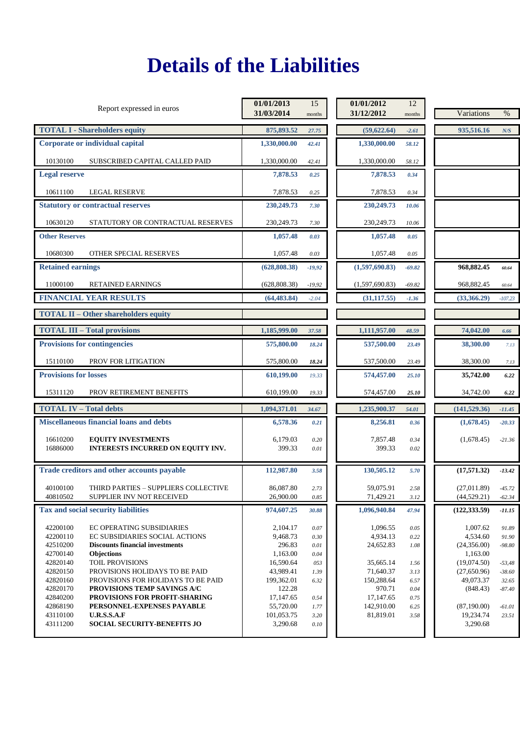# Details of the Liabilities

| Report expressed in euros | | 01/01/2013 31/03/2014 | 15 months | 01/01/2012 31/12/2012 | 12 months | Variations | % |
|---|---|---|---|---|---|---|---|
| **TOTAL I - Shareholders equity** | | **875,893.52** | *27.75* | **(59,622.64)** | *-2.61* | **935,516.16** | *N/S* |
| **Corporate or individual capital** | | **1,330,000.00** | *42.41* | **1,330,000.00** | *58.12* | | |
| 10130100 | SUBSCRIBED CAPITAL CALLED PAID | 1,330,000.00 | *42.41* | 1,330,000.00 | *58.12* | | |
| **Legal reserve** | | **7,878.53** | *0.25* | **7,878.53** | *0.34* | | |
| 10611100 | LEGAL RESERVE | 7,878.53 | *0.25* | 7,878.53 | *0.34* | | |
| **Statutory or contractual reserves** | | **230,249.73** | *7.30* | **230,249.73** | *10.06* | | |
| 10630120 | STATUTORY OR CONTRACTUAL RESERVES | 230,249.73 | *7.30* | 230,249.73 | *10.06* | | |
| **Other Reserves** | | **1,057.48** | *0.03* | **1,057.48** | *0.05* | | |
| 10680300 | OTHER SPECIAL RESERVES | 1,057.48 | *0.03* | 1,057.48 | *0.05* | | |
| **Retained earnings** | | **(628,808.38)** | *-19,92* | **(1,597,690.83)** | *-69.82* | **968,882.45** | *60.64* |
| 11000100 | RETAINED EARNINGS | (628,808.38) | *-19,92* | (1,597,690.83) | *-69.82* | 968,882.45 | *60.64* |
| **FINANCIAL YEAR RESULTS** | | **(64,483.84)** | *-2.04* | **(31,117.55)** | *-1.36* | **(33,366.29)** | *-107.23* |
| **TOTAL II – Other shareholders equity** | | | | | | | |
| **TOTAL III – Total provisions** | | **1,185,999.00** | *37.58* | **1,111,957.00** | *48.59* | **74,042.00** | *6.66* |
| **Provisions for contingencies** | | **575,800.00** | *18.24* | **537,500.00** | *23.49* | **38,300.00** | *7.13* |
| 15110100 | PROV FOR LITIGATION | 575,800.00 | *18.24* | 537,500.00 | *23.49* | 38,300.00 | *7.13* |
| **Provisions for losses** | | **610,199.00** | *19.33* | **574,457.00** | *25.10* | **35,742.00** | *6.22* |
| 15311120 | PROV RETIREMENT BENEFITS | 610,199.00 | *19.33* | 574,457.00 | *25.10* | 34,742.00 | *6.22* |
| **TOTAL IV – Total debts** | | **1,094,371.01** | *34.67* | **1,235,900.37** | *54.01* | **(141,529.36)** | *-11.45* |
| **Miscellaneous financial loans and debts** | | **6,578.36** | *0.21* | **8,256.81** | *0.36* | **(1,678.45)** | *-20.33* |
| 16610200 | **EQUITY INVESTMENTS** | 6,179.03 | *0.20* | 7,857.48 | *0.34* | (1,678.45) | *-21.36* |
| 16886000 | **INTERESTS INCURRED ON EQUITY INV.** | 399.33 | *0.01* | 399.33 | *0.02* | | |
| **Trade creditors and other accounts payable** | | **112,987.80** | *3.58* | **130,505.12** | *5.70* | **(17,571.32)** | *-13.42* |
| 40100100 | THIRD PARTIES – SUPPLIERS COLLECTIVE | 86,087.80 | *2.73* | 59,075.91 | *2.58* | (27,011.89) | *-45.72* |
| 40810502 | SUPPLIER INV NOT RECEIVED | 26,900.00 | *0.85* | 71,429.21 | *3.12* | (44,529.21) | *-62.34* |
| **Tax and social security liabilities** | | **974,607.25** | *30.88* | **1,096,940.84** | *47.94* | **(122,333.59)** | *-11.15* |
| 42200100 | EC OPERATING SUBSIDIARIES | 2,104.17 | *0.07* | 1,096.55 | *0.05* | 1,007.62 | *91.89* |
| 42200110 | EC SUBSIDIARIES SOCIAL ACTIONS | 9,468.73 | *0.30* | 4,934.13 | *0.22* | 4,534.60 | *91.90* |
| 42510200 | **Discounts financial investments** | 296.83 | *0.01* | 24,652.83 | *1.08* | (24,356.00) | *-98.80* |
| 42700140 | **Objections** | 1,163.00 | *0.04* | | | 1,163.00 | |
| 42820140 | TOIL PROVISIONS | 16,590.64 | *053* | 35,665.14 | *1.56* | (19,074.50) | *-53,48* |
| 42820150 | PROVISIONS HOLIDAYS TO BE PAID | 43,989.41 | *1.39* | 71,640.37 | *3.13* | (27,650.96) | *-38.60* |
| 42820160 | PROVISIONS FOR HOLIDAYS TO BE PAID | 199,362.01 | *6.32* | 150,288.64 | *6.57* | 49,073.37 | *32.65* |
| 42820170 | **PROVISIONS TEMP SAVINGS A/C** | 122.28 | | 970.71 | *0.04* | (848.43) | *-87.40* |
| 42840200 | **PROVISIONS FOR PROFIT-SHARING** | 17,147.65 | *0.54* | 17,147.65 | *0.75* | | |
| 42868190 | **PERSONNEL-EXPENSES PAYABLE** | 55,720.00 | *1.77* | 142,910.00 | *6.25* | (87,190.00) | *-61.01* |
| 43110100 | **U.R.S.S.A.F** | 101,053.75 | *3.20* | 81,819.01 | *3.58* | 19,234.74 | *23.51* |
| 43111200 | **SOCIAL SECURITY-BENEFITS JO** | 3,290.68 | *0.10* | | | 3,290.68 | |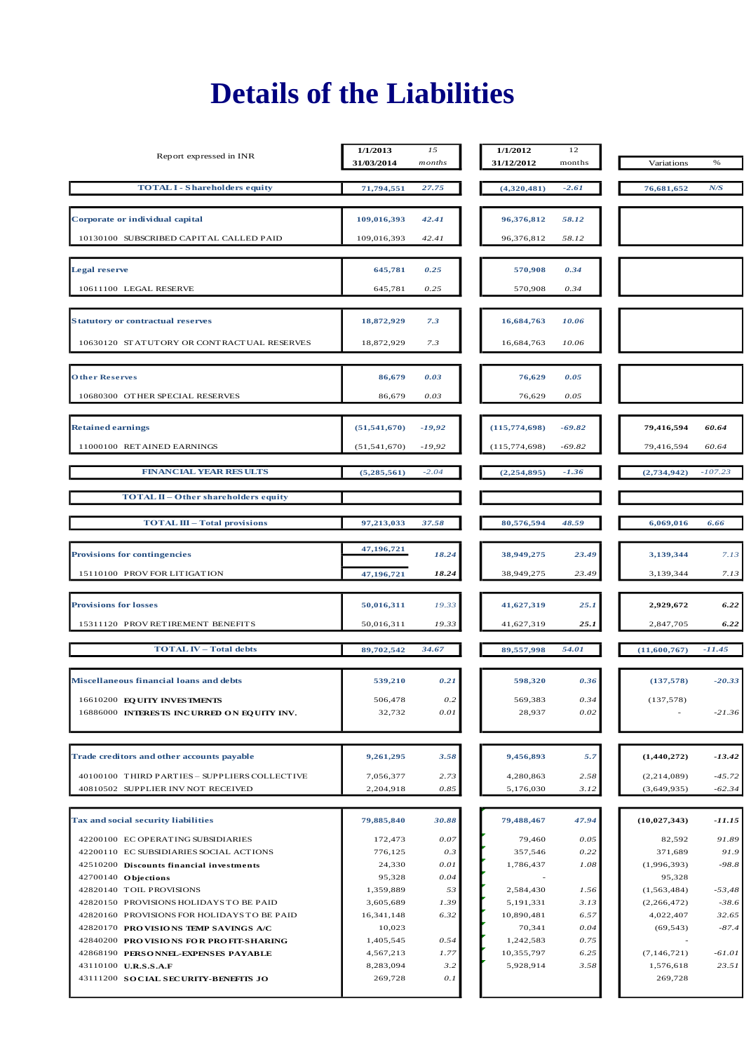# Details of the Liabilities

| Report expressed in INR | 1/1/2013 31/03/2014 | 15 months | 1/1/2012 31/12/2012 | 12 months | Variations | % |
|---|---|---|---|---|---|---|
| **TOTAL I - Shareholders equity** | **71,794,551** | **27.75** | **(4,320,481)** | **-2.61** | **76,681,652** | **N/S** |
| **Corporate or individual capital** | **109,016,393** | **42.41** | **96,376,812** | **58.12** | | |
| 10130100 SUBSCRIBED CAPITAL CALLED PAID | 109,016,393 | 42.41 | 96,376,812 | 58.12 | | |
| **Legal reserve** | **645,781** | **0.25** | **570,908** | **0.34** | | |
| 10611100 LEGAL RESERVE | 645,781 | 0.25 | 570,908 | 0.34 | | |
| **Statutory or contractual reserves** | **18,872,929** | **7.3** | **16,684,763** | **10.06** | | |
| 10630120 STATUTORY OR CONTRACTUAL RESERVES | 18,872,929 | 7.3 | 16,684,763 | 10.06 | | |
| **Other Reserves** | **86,679** | **0.03** | **76,629** | **0.05** | | |
| 10680300 OTHER SPECIAL RESERVES | 86,679 | 0.03 | 76,629 | 0.05 | | |
| **Retained earnings** | **(51,541,670)** | **-19,92** | **(115,774,698)** | **-69.82** | **79,416,594** | **60.64** |
| 11000100 RETAINED EARNINGS | (51,541,670) | -19,92 | (115,774,698) | -69.82 | 79,416,594 | 60.64 |
| **FINANCIAL YEAR RESULTS** | **(5,285,561)** | -2.04 | **(2,254,895)** | **-1.36** | **(2,734,942)** | -107.23 |
| **TOTAL II – Other shareholders equity** | | | | | | |
| **TOTAL III – Total provisions** | **97,213,033** | **37.58** | **80,576,594** | **48.59** | **6,069,016** | **6.66** |
| **Provisions for contingencies** | **47,196,721** | **18.24** | **38,949,275** | **23.49** | **3,139,344** | 7.13 |
| 15110100 PROV FOR LITIGATION | **47,196,721** | **18.24** | 38,949,275 | 23.49 | 3,139,344 | 7.13 |
| **Provisions for losses** | **50,016,311** | 19.33 | **41,627,319** | **25.1** | **2,929,672** | **6.22** |
| 15311120 PROV RETIREMENT BENEFITS | 50,016,311 | 19.33 | 41,627,319 | **25.1** | 2,847,705 | **6.22** |
| **TOTAL IV – Total debts** | **89,702,542** | **34.67** | **89,557,998** | **54.01** | **(11,600,767)** | **-11.45** |
| **Miscellaneous financial loans and debts** | **539,210** | **0.21** | **598,320** | **0.36** | **(137,578)** | **-20.33** |
| 16610200 **EQUITY INVESTMENTS** | 506,478 | 0.2 | 569,383 | 0.34 | (137,578) | |
| 16886000 **INTERESTS INCURRED ON EQUITY INV.** | 32,732 | 0.01 | 28,937 | 0.02 | - | -21.36 |
| **Trade creditors and other accounts payable** | **9,261,295** | **3.58** | **9,456,893** | **5.7** | **(1,440,272)** | **-13.42** |
| 40100100 THIRD PARTIES – SUPPLIERS COLLECTIVE | 7,056,377 | 2.73 | 4,280,863 | 2.58 | (2,214,089) | -45.72 |
| 40810502 SUPPLIER INV NOT RECEIVED | 2,204,918 | 0.85 | 5,176,030 | 3.12 | (3,649,935) | -62.34 |
| **Tax and social security liabilities** | **79,885,840** | **30.88** | **79,488,467** | **47.94** | **(10,027,343)** | **-11.15** |
| 42200100 EC OPERATING SUBSIDIARIES | 172,473 | 0.07 | 79,460 | 0.05 | 82,592 | 91.89 |
| 42200110 EC SUBSIDIARIES SOCIAL ACTIONS | 776,125 | 0.3 | 357,546 | 0.22 | 371,689 | 91.9 |
| 42510200 **Discounts financial investments** | 24,330 | 0.01 | 1,786,437 | 1.08 | (1,996,393) | -98.8 |
| 42700140 **Objections** | 95,328 | 0.04 | - | | 95,328 | |
| 42820140 TOIL PROVISIONS | 1,359,889 | 53 | 2,584,430 | 1.56 | (1,563,484) | -53,48 |
| 42820150 PROVISIONS HOLIDAYS TO BE PAID | 3,605,689 | 1.39 | 5,191,331 | 3.13 | (2,266,472) | -38.6 |
| 42820160 PROVISIONS FOR HOLIDAYS TO BE PAID | 16,341,148 | 6.32 | 10,890,481 | 6.57 | 4,022,407 | 32.65 |
| 42820170 **PROVISIONS TEMP SAVINGS A/C** | 10,023 | | 70,341 | 0.04 | (69,543) | -87.4 |
| 42840200 **PROVISIONS FOR PROFIT-SHARING** | 1,405,545 | 0.54 | 1,242,583 | 0.75 | - | |
| 42868190 **PERSONNEL-EXPENSES PAYABLE** | 4,567,213 | 1.77 | 10,355,797 | 6.25 | (7,146,721) | -61.01 |
| 43110100 **U.R.S.S.A.F** | 8,283,094 | 3.2 | 5,928,914 | 3.58 | 1,576,618 | 23.51 |
| 43111200 **SOCIAL SECURITY-BENEFITS JO** | 269,728 | 0.1 | | | 269,728 | |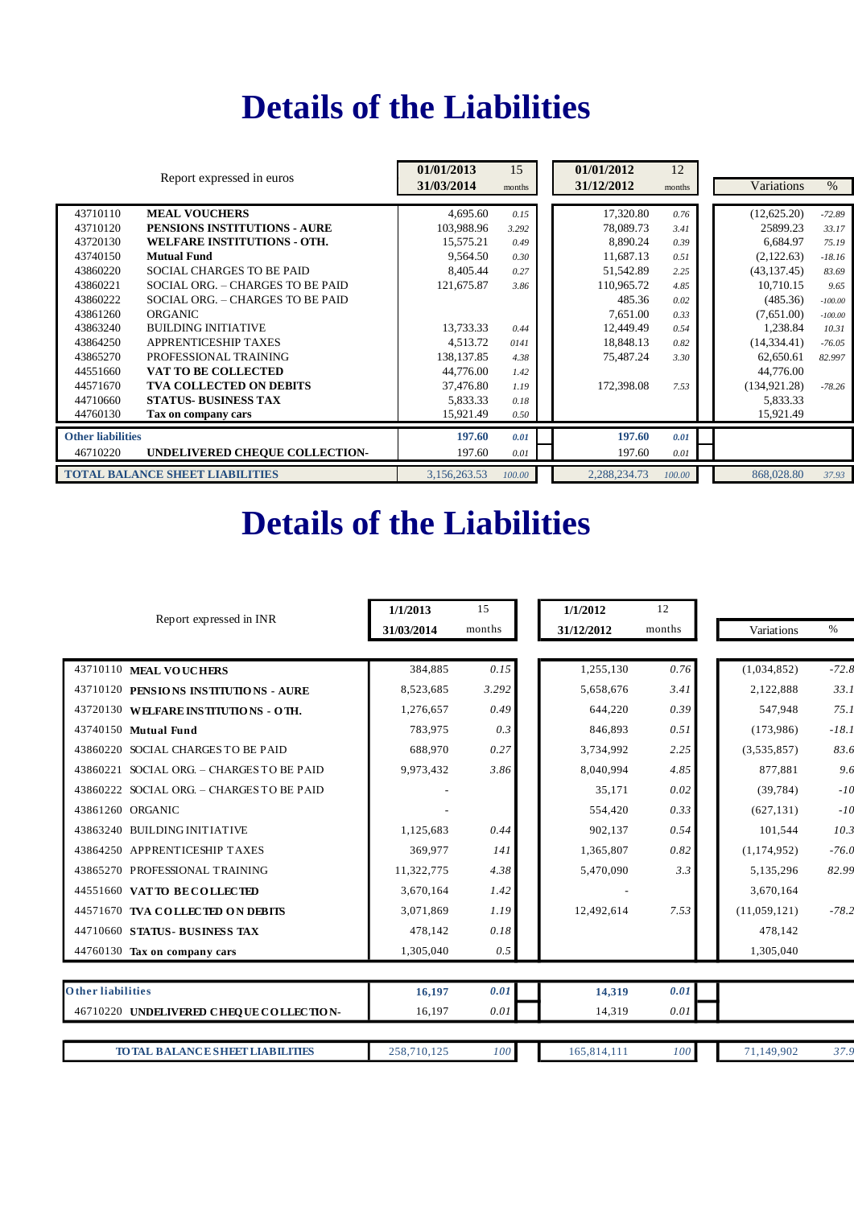# Details of the Liabilities

| Report expressed in euros | | 01/01/2013 31/03/2014 | 15 months | 01/01/2012 31/12/2012 | 12 months | Variations | % |
|---|---|---|---|---|---|---|---|
| 43710110 | **MEAL VOUCHERS** | 4,695.60 | *0.15* | 17,320.80 | *0.76* | (12,625.20) | *-72.89* |
| 43710120 | **PENSIONS INSTITUTIONS - AURE** | 103,988.96 | *3.292* | 78,089.73 | *3.41* | 25899.23 | *33.17* |
| 43720130 | **WELFARE INSTITUTIONS - OTH.** | 15,575.21 | *0.49* | 8,890.24 | *0.39* | 6,684.97 | *75.19* |
| 43740150 | **Mutual Fund** | 9,564.50 | *0.30* | 11,687.13 | *0.51* | (2,122.63) | *-18.16* |
| 43860220 | SOCIAL CHARGES TO BE PAID | 8,405.44 | *0.27* | 51,542.89 | *2.25* | (43,137.45) | *83.69* |
| 43860221 | SOCIAL ORG. – CHARGES TO BE PAID | 121,675.87 | *3.86* | 110,965.72 | *4.85* | 10,710.15 | *9.65* |
| 43860222 | SOCIAL ORG. – CHARGES TO BE PAID | | | 485.36 | *0.02* | (485.36) | *-100.00* |
| 43861260 | ORGANIC | | | 7,651.00 | *0.33* | (7,651.00) | *-100.00* |
| 43863240 | BUILDING INITIATIVE | 13,733.33 | *0.44* | 12,449.49 | *0.54* | 1,238.84 | *10.31* |
| 43864250 | APPRENTICESHIP TAXES | 4,513.72 | *0141* | 18,848.13 | *0.82* | (14,334.41) | *-76.05* |
| 43865270 | PROFESSIONAL TRAINING | 138,137.85 | *4.38* | 75,487.24 | *3.30* | 62,650.61 | *82.997* |
| 44551660 | **VAT TO BE COLLECTED** | 44,776.00 | *1.42* | | | 44,776.00 | |
| 44571670 | **TVA COLLECTED ON DEBITS** | 37,476.80 | *1.19* | 172,398.08 | *7.53* | (134,921.28) | *-78.26* |
| 44710660 | **STATUS- BUSINESS TAX** | 5,833.33 | *0.18* | | | 5,833.33 | |
| 44760130 | **Tax on company cars** | 15,921.49 | *0.50* | | | 15,921.49 | |
| **Other liabilities** | | **197.60** | ***0.01*** | **197.60** | ***0.01*** | | |
| 46710220 | **UNDELIVERED CHEQUE COLLECTION-** | 197.60 | *0.01* | 197.60 | *0.01* | | |
| **TOTAL BALANCE SHEET LIABILITIES** | | 3,156,263.53 | *100.00* | 2,288,234.73 | *100.00* | 868,028.80 | *37.93* |

# Details of the Liabilities

| Report expressed in INR | | 1/1/2013 31/03/2014 | 15 months | 1/1/2012 31/12/2012 | 12 months | Variations | % |
|---|---|---|---|---|---|---|---|
| 43710110 | **MEAL VOUCHERS** | 384,885 | *0.15* | 1,255,130 | *0.76* | (1,034,852) | *-72.8* |
| 43710120 | **PENSIONS INSTITUTIONS - AURE** | 8,523,685 | *3.292* | 5,658,676 | *3.41* | 2,122,888 | *33.1* |
| 43720130 | **WELFARE INSTITUTIONS - OTH.** | 1,276,657 | *0.49* | 644,220 | *0.39* | 547,948 | *75.1* |
| 43740150 | **Mutual Fund** | 783,975 | *0.3* | 846,893 | *0.51* | (173,986) | *-18.1* |
| 43860220 | SOCIAL CHARGES TO BE PAID | 688,970 | *0.27* | 3,734,992 | *2.25* | (3,535,857) | *83.6* |
| 43860221 | SOCIAL ORG. – CHARGES TO BE PAID | 9,973,432 | *3.86* | 8,040,994 | *4.85* | 877,881 | *9.6* |
| 43860222 | SOCIAL ORG. – CHARGES TO BE PAID | - | | 35,171 | *0.02* | (39,784) | *-10* |
| 43861260 | ORGANIC | - | | 554,420 | *0.33* | (627,131) | *-10* |
| 43863240 | BUILDING INITIATIVE | 1,125,683 | *0.44* | 902,137 | *0.54* | 101,544 | *10.3* |
| 43864250 | APPRENTICESHIP TAXES | 369,977 | *141* | 1,365,807 | *0.82* | (1,174,952) | *-76.0* |
| 43865270 | PROFESSIONAL TRAINING | 11,322,775 | *4.38* | 5,470,090 | *3.3* | 5,135,296 | *82.99* |
| 44551660 | **VAT TO BE COLLECTED** | 3,670,164 | *1.42* | - | | 3,670,164 | |
| 44571670 | **TVA COLLECTED ON DEBITS** | 3,071,869 | *1.19* | 12,492,614 | *7.53* | (11,059,121) | *-78.2* |
| 44710660 | **STATUS- BUSINESS TAX** | 478,142 | *0.18* | | | 478,142 | |
| 44760130 | **Tax on company cars** | 1,305,040 | *0.5* | | | 1,305,040 | |
| **Other liabilities** | | **16,197** | ***0.01*** | **14,319** | ***0.01*** | | |
| 46710220 | **UNDELIVERED CHEQUE COLLECTION-** | 16,197 | *0.01* | 14,319 | *0.01* | | |
| **TOTAL BALANCE SHEET LIABILITIES** | | 258,710,125 | *100* | 165,814,111 | *100* | 71,149,902 | *37.9* |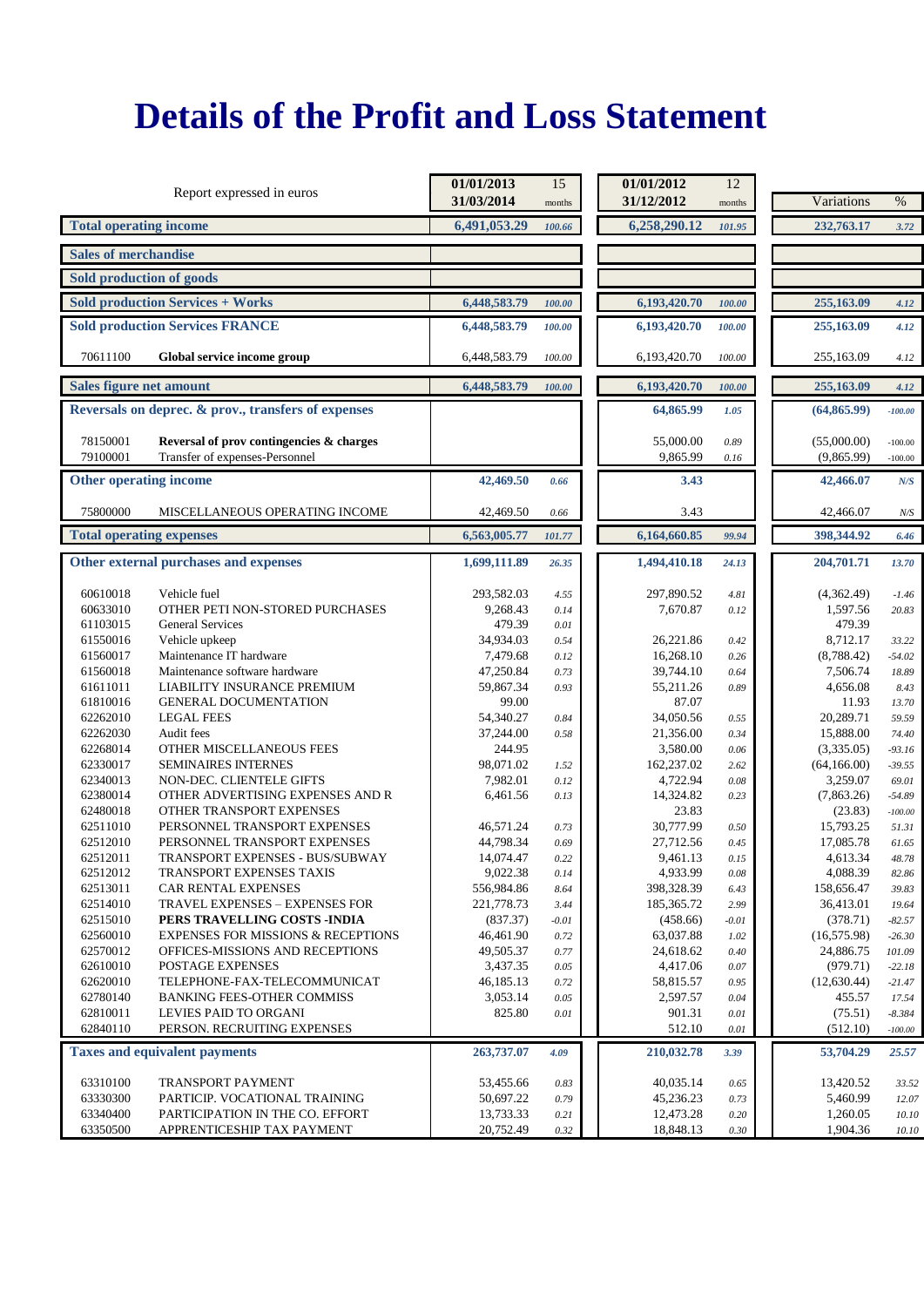# Details of the Profit and Loss Statement

| Report expressed in euros | | 01/01/2013 31/03/2014 | 15 months | 01/01/2012 31/12/2012 | 12 months | Variations | % |
|---|---|---|---|---|---|---|---|
| **Total operating income** | | **6,491,053.29** | *100.66* | **6,258,290.12** | *101.95* | **232,763.17** | *3.72* |
| **Sales of merchandise** | | | | | | | |
| **Sold production of goods** | | | | | | | |
| **Sold production Services + Works** | | **6,448,583.79** | *100.00* | **6,193,420.70** | *100.00* | **255,163.09** | *4.12* |
| **Sold production Services FRANCE** | | **6,448,583.79** | *100.00* | **6,193,420.70** | *100.00* | **255,163.09** | *4.12* |
| 70611100 | **Global service income group** | 6,448,583.79 | *100.00* | 6,193,420.70 | *100.00* | 255,163.09 | *4.12* |
| **Sales figure net amount** | | **6,448,583.79** | *100.00* | **6,193,420.70** | *100.00* | **255,163.09** | *4.12* |
| **Reversals on deprec. & prov., transfers of expenses** | | | | **64,865.99** | *1.05* | **(64,865.99)** | *-100.00* |
| 78150001 | **Reversal of prov contingencies & charges** | | | 55,000.00 | *0.89* | (55,000.00) | *-100.00* |
| 79100001 | Transfer of expenses-Personnel | | | 9,865.99 | *0.16* | (9,865.99) | *-100.00* |
| **Other operating income** | | **42,469.50** | *0.66* | **3.43** | | **42,466.07** | *N/S* |
| 75800000 | MISCELLANEOUS OPERATING INCOME | 42,469.50 | *0.66* | 3.43 | | 42,466.07 | *N/S* |
| **Total operating expenses** | | **6,563,005.77** | *101.77* | **6,164,660.85** | *99.94* | **398,344.92** | *6.46* |
| **Other external purchases and expenses** | | **1,699,111.89** | *26.35* | **1,494,410.18** | *24.13* | **204,701.71** | *13.70* |
| 60610018 | Vehicle fuel | 293,582.03 | *4.55* | 297,890.52 | *4.81* | (4,362.49) | *-1.46* |
| 60633010 | OTHER PETI NON-STORED PURCHASES | 9,268.43 | *0.14* | 7,670.87 | *0.12* | 1,597.56 | *20.83* |
| 61103015 | General Services | 479.39 | *0.01* | | | 479.39 | |
| 61550016 | Vehicle upkeep | 34,934.03 | *0.54* | 26,221.86 | *0.42* | 8,712.17 | *33.22* |
| 61560017 | Maintenance IT hardware | 7,479.68 | *0.12* | 16,268.10 | *0.26* | (8,788.42) | *-54.02* |
| 61560018 | Maintenance software hardware | 47,250.84 | *0.73* | 39,744.10 | *0.64* | 7,506.74 | *18.89* |
| 61611011 | LIABILITY INSURANCE PREMIUM | 59,867.34 | *0.93* | 55,211.26 | *0.89* | 4,656.08 | *8.43* |
| 61810016 | GENERAL DOCUMENTATION | 99.00 | | 87.07 | | 11.93 | *13.70* |
| 62262010 | LEGAL FEES | 54,340.27 | *0.84* | 34,050.56 | *0.55* | 20,289.71 | *59.59* |
| 62262030 | Audit fees | 37,244.00 | *0.58* | 21,356.00 | *0.34* | 15,888.00 | *74.40* |
| 62268014 | OTHER MISCELLANEOUS FEES | 244.95 | | 3,580.00 | *0.06* | (3,335.05) | *-93.16* |
| 62330017 | SEMINAIRES INTERNES | 98,071.02 | *1.52* | 162,237.02 | *2.62* | (64,166.00) | *-39.55* |
| 62340013 | NON-DEC. CLIENTELE GIFTS | 7,982.01 | *0.12* | 4,722.94 | *0.08* | 3,259.07 | *69.01* |
| 62380014 | OTHER ADVERTISING EXPENSES AND R | 6,461.56 | *0.13* | 14,324.82 | *0.23* | (7,863.26) | *-54.89* |
| 62480018 | OTHER TRANSPORT EXPENSES | | | 23.83 | | (23.83) | *-100.00* |
| 62511010 | PERSONNEL TRANSPORT EXPENSES | 46,571.24 | *0.73* | 30,777.99 | *0.50* | 15,793.25 | *51.31* |
| 62512010 | PERSONNEL TRANSPORT EXPENSES | 44,798.34 | *0.69* | 27,712.56 | *0.45* | 17,085.78 | *61.65* |
| 62512011 | TRANSPORT EXPENSES - BUS/SUBWAY | 14,074.47 | *0.22* | 9,461.13 | *0.15* | 4,613.34 | *48.78* |
| 62512012 | TRANSPORT EXPENSES TAXIS | 9,022.38 | *0.14* | 4,933.99 | *0.08* | 4,088.39 | *82.86* |
| 62513011 | CAR RENTAL EXPENSES | 556,984.86 | *8.64* | 398,328.39 | *6.43* | 158,656.47 | *39.83* |
| 62514010 | TRAVEL EXPENSES – EXPENSES FOR | 221,778.73 | *3.44* | 185,365.72 | *2.99* | 36,413.01 | *19.64* |
| 62515010 | **PERS TRAVELLING COSTS -INDIA** | (837.37) | *-0.01* | (458.66) | *-0.01* | (378.71) | *-82.57* |
| 62560010 | EXPENSES FOR MISSIONS & RECEPTIONS | 46,461.90 | *0.72* | 63,037.88 | *1.02* | (16,575.98) | *-26.30* |
| 62570012 | OFFICES-MISSIONS AND RECEPTIONS | 49,505.37 | *0.77* | 24,618.62 | *0.40* | 24,886.75 | *101.09* |
| 62610010 | POSTAGE EXPENSES | 3,437.35 | *0.05* | 4,417.06 | *0.07* | (979.71) | *-22.18* |
| 62620010 | TELEPHONE-FAX-TELECOMMUNICAT | 46,185.13 | *0.72* | 58,815.57 | *0.95* | (12,630.44) | *-21.47* |
| 62780140 | BANKING FEES-OTHER COMMISS | 3,053.14 | *0.05* | 2,597.57 | *0.04* | 455.57 | *17.54* |
| 62810011 | LEVIES PAID TO ORGANI | 825.80 | *0.01* | 901.31 | *0.01* | (75.51) | *-8.384* |
| 62840110 | PERSON. RECRUITING EXPENSES | | | 512.10 | *0.01* | (512.10) | *-100.00* |
| **Taxes and equivalent payments** | | **263,737.07** | *4.09* | **210,032.78** | *3.39* | **53,704.29** | *25.57* |
| 63310100 | TRANSPORT PAYMENT | 53,455.66 | *0.83* | 40,035.14 | *0.65* | 13,420.52 | *33.52* |
| 63330300 | PARTICIP. VOCATIONAL TRAINING | 50,697.22 | *0.79* | 45,236.23 | *0.73* | 5,460.99 | *12.07* |
| 63340400 | PARTICIPATION IN THE CO. EFFORT | 13,733.33 | *0.21* | 12,473.28 | *0.20* | 1,260.05 | *10.10* |
| 63350500 | APPRENTICESHIP TAX PAYMENT | 20,752.49 | *0.32* | 18,848.13 | *0.30* | 1,904.36 | *10.10* |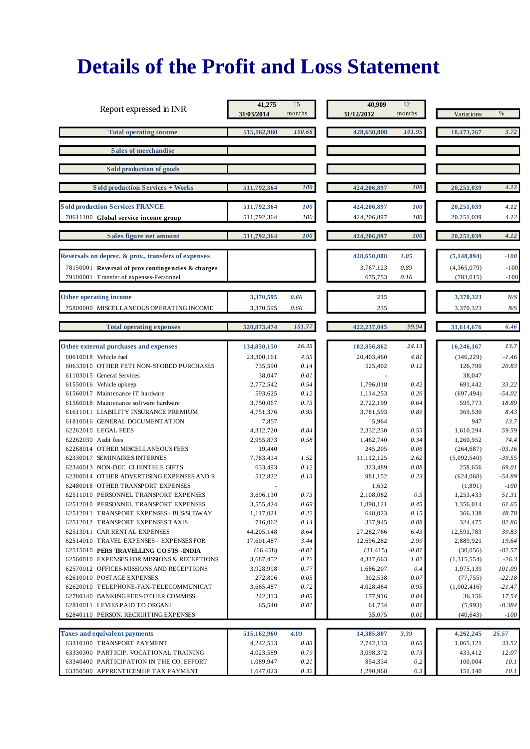# Details of the Profit and Loss Statement

| Report expressed in INR | 41,275 31/03/2014 | 15 months | 40,909 31/12/2012 | 12 months | Variations | % |
|---|---|---|---|---|---|---|
| **Total operating income** | 515,162,960 | 100.66 | 428,650,008 | 101.95 | 18,473,267 | 3.72 |
| **Sales of merchandise** | | | | | | |
| **Sold production of goods** | | | | | | |
| **Sold production Services + Works** | 511,792,364 | 100 | 424,206,897 | 100 | 20,251,039 | 4.12 |
| **Sold production Services FRANCE** | 511,792,364 | 100 | 424,206,897 | 100 | 20,251,039 | 4.12 |
| 70611100 **Global service income group** | 511,792,364 | 100 | 424,206,897 | 100 | 20,251,039 | 4.12 |
| **Sales figure net amount** | 511,792,364 | 100 | 424,206,897 | 100 | 20,251,039 | 4.12 |
| **Reversals on deprec. & prov., transfers of expenses** | | | 428,650,008 | 1.05 | (5,148,094) | -100 |
| 78150001 **Reversal of prov contingencies & charges** | | | 3,767,123 | 0.89 | (4,365,079) | -100 |
| 79100001 Transfer of expenses-Personnel | | | 675,753 | 0.16 | (783,015) | -100 |
| **Other operating income** | 3,370,595 | 0.66 | 235 | | 3,370,323 | N/S |
| 75800000 MISCELLANEOUS OPERATING INCOME | 3,370,595 | 0.66 | 235 | | 3,370,323 | N/S |
| **Total operating expenses** | 520,873,474 | 101.77 | 422,237,045 | 99.94 | 31,614,676 | 6.46 |
| **Other external purchases and expenses** | 134,850,150 | 26.35 | 102,356,862 | 24.13 | 16,246,167 | 13.7 |
| 60610018 Vehicle fuel | 23,300,161 | 4.55 | 20,403,460 | 4.81 | (346,229) | -1.46 |
| 60633010 OTHER PETI NON-STORED PURCHASES | 735,590 | 0.14 | 525,402 | 0.12 | 126,790 | 20.83 |
| 61103015 General Services | 38,047 | 0.01 | - | | 38,047 | |
| 61550016 Vehicle upkeep | 2,772,542 | 0.54 | 1,796,018 | 0.42 | 691,442 | 33.22 |
| 61560017 Maintenance IT hardware | 593,625 | 0.12 | 1,114,253 | 0.26 | (697,494) | -54.02 |
| 61560018 Maintenance software hardware | 3,750,067 | 0.73 | 2,722,199 | 0.64 | 595,773 | 18.89 |
| 61611011 LIABILITY INSURANCE PREMIUM | 4,751,376 | 0.93 | 3,781,593 | 0.89 | 369,530 | 8.43 |
| 61810016 GENERAL DOCUMENTATION | 7,857 | | 5,964 | | 947 | 13.7 |
| 62262010 LEGAL FEES | 4,312,720 | 0.84 | 2,332,230 | 0.55 | 1,610,294 | 59.59 |
| 62262030 Audit fees | 2,955,873 | 0.58 | 1,462,740 | 0.34 | 1,260,952 | 74.4 |
| 62268014 OTHER MISCELLANEOUS FEES | 19,440 | | 245,205 | 0.06 | (264,687) | -93.16 |
| 62330017 SEMINAIRES INTERNES | 7,783,414 | 1.52 | 11,112,125 | 2.62 | (5,092,540) | -39.55 |
| 62340013 NON-DEC. CLIENTELE GIFTS | 633,493 | 0.12 | 323,489 | 0.08 | 258,656 | 69.01 |
| 62380014 OTHER ADVERTISING EXPENSES AND R | 512,822 | 0.13 | 981,152 | 0.23 | (624,068) | -54.89 |
| 62480018 OTHER TRANSPORT EXPENSES | - | | 1,632 | | (1,891) | -100 |
| 62511010 PERSONNEL TRANSPORT EXPENSES | 3,696,130 | 0.73 | 2,108,082 | 0.5 | 1,253,433 | 51.31 |
| 62512010 PERSONNEL TRANSPORT EXPENSES | 3,555,424 | 0.69 | 1,898,121 | 0.45 | 1,356,014 | 61.65 |
| 62512011 TRANSPORT EXPENSES - BUS/SUBWAY | 1,117,021 | 0.22 | 648,023 | 0.15 | 366,138 | 48.78 |
| 62512012 PERSONNEL TRANSPORT EXPENSES TAXIS | 716,062 | 0.14 | 337,945 | 0.08 | 324,475 | 82.86 |
| 62513011 CAR RENTAL EXPENSES | 44,205,148 | 8.64 | 27,282,766 | 6.43 | 12,591,783 | 39.83 |
| 62514010 TRAVEL EXPENSES – EXPENSES FOR | 17,601,487 | 3.44 | 12,696,282 | 2.99 | 2,889,921 | 19.64 |
| 62515010 **PERS TRAVELLING COSTS -INDIA** | (66,458) | -0.01 | (31,415) | -0.01 | (30,056) | -82.57 |
| 62560010 EXPENSES FOR MISSIONS & RECEPTIONS | 3,687,452 | 0.72 | 4,317,663 | 1.02 | (1,315,554) | -26.3 |
| 62570012 OFFICES-MISSIONS AND RECEPTIONS | 3,928,998 | 0.77 | 1,686,207 | 0.4 | 1,975,139 | 101.09 |
| 62610010 POSTAGE EXPENSES | 272,806 | 0.05 | 302,538 | 0.07 | (77,755) | -22.18 |
| 62620010 TELEPHONE-FAX-TELECOMMUNICAT | 3,665,487 | 0.72 | 4,028,464 | 0.95 | (1,002,416) | -21.47 |
| 62780140 BANKING FEES-OTHER COMMISS | 242,313 | 0.05 | 177,916 | 0.04 | 36,156 | 17.54 |
| 62810011 LEVIES PAID TO ORGANI | 65,540 | 0.01 | 61,734 | 0.01 | (5,993) | -8.384 |
| 62840110 PERSON. RECRUITING EXPENSES | | | 35,075 | 0.01 | (40,643) | -100 |
| **Taxes and equivalent payments** | 515,162,960 | 4.09 | 14,385,807 | 3.39 | 4,262,245 | 25.57 |
| 63310100 TRANSPORT PAYMENT | 4,242,513 | 0.83 | 2,742,133 | 0.65 | 1,065,121 | 33.52 |
| 63330300 PARTICIP. VOCATIONAL TRAINING | 4,023,589 | 0.79 | 3,098,372 | 0.73 | 433,412 | 12.07 |
| 63340400 PARTICIPATION IN THE CO. EFFORT | 1,089,947 | 0.21 | 854,334 | 0.2 | 100,004 | 10.1 |
| 63350500 APPRENTICESHIP TAX PAYMENT | 1,647,023 | 0.32 | 1,290,968 | 0.3 | 151,140 | 10.1 |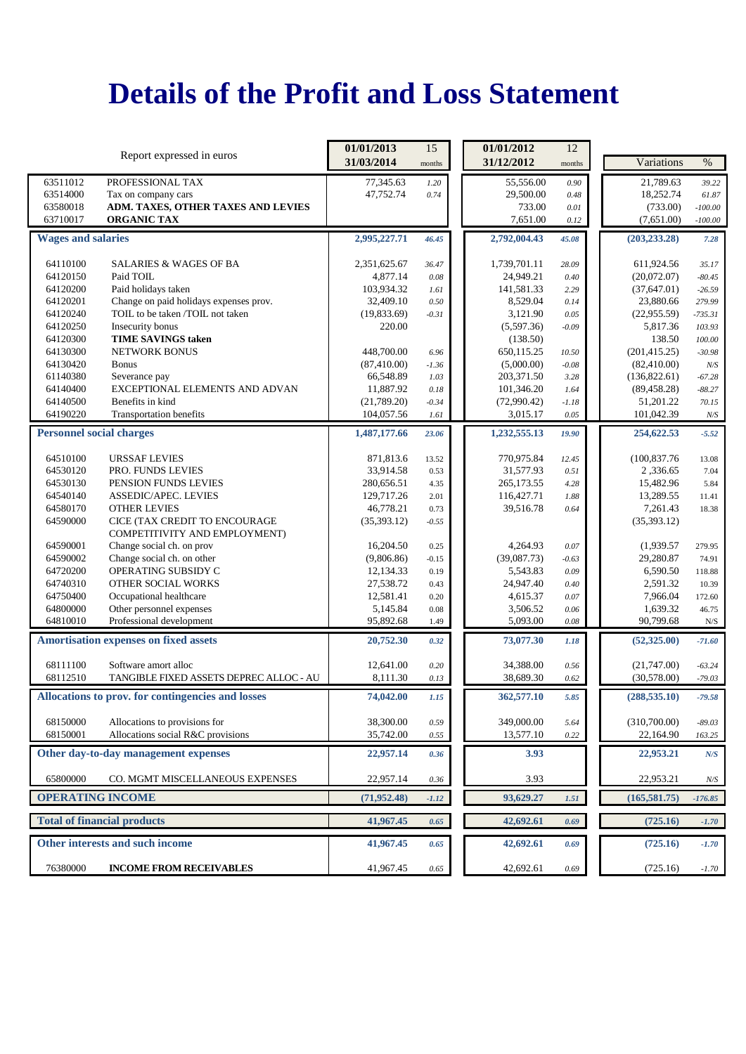# Details of the Profit and Loss Statement

| Report expressed in euros | | 01/01/2013 31/03/2014 | 15 months | 01/01/2012 31/12/2012 | 12 months | Variations | % |
|---|---|---|---|---|---|---|---|
| 63511012 | PROFESSIONAL TAX | 77,345.63 | 1.20 | 55,556.00 | 0.90 | 21,789.63 | 39.22 |
| 63514000 | Tax on company cars | 47,752.74 | 0.74 | 29,500.00 | 0.48 | 18,252.74 | 61.87 |
| 63580018 | **ADM. TAXES, OTHER TAXES AND LEVIES** | | | 733.00 | 0.01 | (733.00) | -100.00 |
| 63710017 | **ORGANIC TAX** | | | 7,651.00 | 0.12 | (7,651.00) | -100.00 |
| **Wages and salaries** | | **2,995,227.71** | **46.45** | **2,792,004.43** | **45.08** | **(203,233.28)** | **7.28** |
| 64110100 | SALARIES & WAGES OF BA | 2,351,625.67 | 36.47 | 1,739,701.11 | 28.09 | 611,924.56 | 35.17 |
| 64120150 | Paid TOIL | 4,877.14 | 0.08 | 24,949.21 | 0.40 | (20,072.07) | -80.45 |
| 64120200 | Paid holidays taken | 103,934.32 | 1.61 | 141,581.33 | 2.29 | (37,647.01) | -26.59 |
| 64120201 | Change on paid holidays expenses prov. | 32,409.10 | 0.50 | 8,529.04 | 0.14 | 23,880.66 | 279.99 |
| 64120240 | TOIL to be taken /TOIL not taken | (19,833.69) | -0.31 | 3,121.90 | 0.05 | (22,955.59) | -735.31 |
| 64120250 | Insecurity bonus | 220.00 | | (5,597.36) | -0.09 | 5,817.36 | 103.93 |
| 64120300 | **TIME SAVINGS taken** | | | (138.50) | | 138.50 | 100.00 |
| 64130300 | NETWORK BONUS | 448,700.00 | 6.96 | 650,115.25 | 10.50 | (201,415.25) | -30.98 |
| 64130420 | Bonus | (87,410.00) | -1.36 | (5,000.00) | -0.08 | (82,410.00) | N/S |
| 61140380 | Severance pay | 66,548.89 | 1.03 | 203,371.50 | 3.28 | (136,822.61) | -67.28 |
| 64140400 | EXCEPTIONAL ELEMENTS AND ADVAN | 11,887.92 | 0.18 | 101,346.20 | 1.64 | (89,458.28) | -88.27 |
| 64140500 | Benefits in kind | (21,789.20) | -0.34 | (72,990.42) | -1.18 | 51,201.22 | 70.15 |
| 64190220 | Transportation benefits | 104,057.56 | 1.61 | 3,015.17 | 0.05 | 101,042.39 | N/S |
| **Personnel social charges** | | **1,487,177.66** | **23.06** | **1,232,555.13** | **19.90** | **254,622.53** | **-5.52** |
| 64510100 | URSSAF LEVIES | 871,813.6 | 13.52 | 770,975.84 | 12.45 | (100,837.76 | 13.08 |
| 64530120 | PRO. FUNDS LEVIES | 33,914.58 | 0.53 | 31,577.93 | 0.51 | 2 ,336.65 | 7.04 |
| 64530130 | PENSION FUNDS LEVIES | 280,656.51 | 4.35 | 265,173.55 | 4.28 | 15,482.96 | 5.84 |
| 64540140 | ASSEDIC/APEC. LEVIES | 129,717.26 | 2.01 | 116,427.71 | 1.88 | 13,289.55 | 11.41 |
| 64580170 | OTHER LEVIES | 46,778.21 | 0.73 | 39,516.78 | 0.64 | 7,261.43 | 18.38 |
| 64590000 | CICE (TAX CREDIT TO ENCOURAGE COMPETITIVITY AND EMPLOYMENT) | (35,393.12) | -0.55 | | | (35,393.12) | |
| 64590001 | Change social ch. on prov | 16,204.50 | 0.25 | 4,264.93 | 0.07 | (1,939.57 | 279.95 |
| 64590002 | Change social ch. on other | (9,806.86) | -0.15 | (39,087.73) | -0.63 | 29,280.87 | 74.91 |
| 64720200 | OPERATING SUBSIDY C | 12,134.33 | 0.19 | 5,543.83 | 0.09 | 6,590.50 | 118.88 |
| 64740310 | OTHER SOCIAL WORKS | 27,538.72 | 0.43 | 24,947.40 | 0.40 | 2,591.32 | 10.39 |
| 64750400 | Occupational healthcare | 12,581.41 | 0.20 | 4,615.37 | 0.07 | 7,966.04 | 172.60 |
| 64800000 | Other personnel expenses | 5,145.84 | 0.08 | 3,506.52 | 0.06 | 1,639.32 | 46.75 |
| 64810010 | Professional development | 95,892.68 | 1.49 | 5,093.00 | 0.08 | 90,799.68 | N/S |
| **Amortisation expenses on fixed assets** | | **20,752.30** | **0.32** | **73,077.30** | **1.18** | **(52,325.00)** | **-71.60** |
| 68111100 | Software amort alloc | 12,641.00 | 0.20 | 34,388.00 | 0.56 | (21,747.00) | -63.24 |
| 68112510 | TANGIBLE FIXED ASSETS DEPREC ALLOC - AU | 8,111.30 | 0.13 | 38,689.30 | 0.62 | (30,578.00) | -79.03 |
| **Allocations to prov. for contingencies and losses** | | **74,042.00** | **1.15** | **362,577.10** | **5.85** | **(288,535.10)** | **-79.58** |
| 68150000 | Allocations to provisions for | 38,300.00 | 0.59 | 349,000.00 | 5.64 | (310,700.00) | -89.03 |
| 68150001 | Allocations social R&C provisions | 35,742.00 | 0.55 | 13,577.10 | 0.22 | 22,164.90 | 163.25 |
| **Other day-to-day management expenses** | | **22,957.14** | **0.36** | **3.93** | | **22,953.21** | **N/S** |
| 65800000 | CO. MGMT MISCELLANEOUS EXPENSES | 22,957.14 | 0.36 | 3.93 | | 22,953.21 | N/S |
| **OPERATING INCOME** | | **(71,952.48)** | **-1.12** | **93,629.27** | **1.51** | **(165,581.75)** | **-176.85** |
| **Total of financial products** | | **41,967.45** | **0.65** | **42,692.61** | **0.69** | **(725.16)** | **-1.70** |
| **Other interests and such income** | | **41,967.45** | **0.65** | **42,692.61** | **0.69** | **(725.16)** | **-1.70** |
| 76380000 | **INCOME FROM RECEIVABLES** | 41,967.45 | 0.65 | 42,692.61 | 0.69 | (725.16) | -1.70 |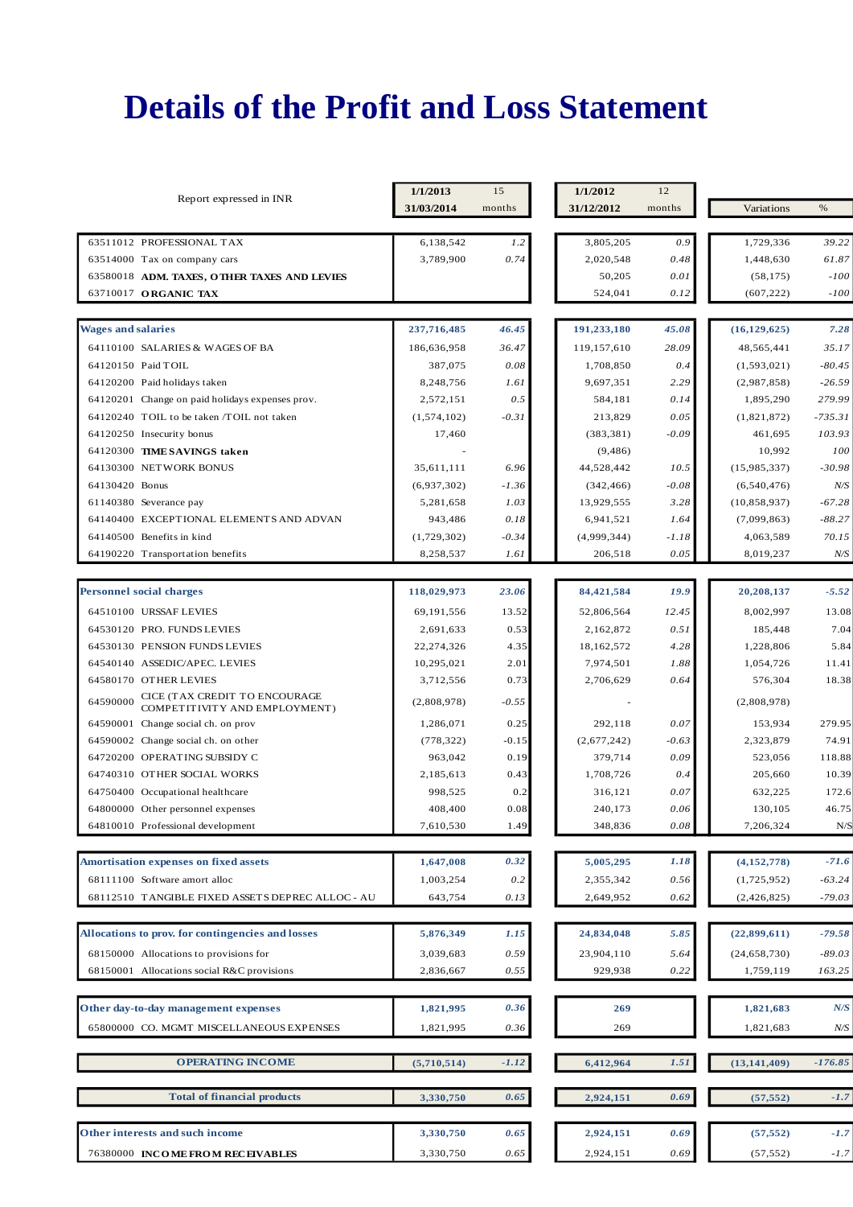# Details of the Profit and Loss Statement

| Report expressed in INR | 1/1/2013 31/03/2014 | 15 months | 1/1/2012 31/12/2012 | 12 months | Variations | % |
|---|---|---|---|---|---|---|
| 63511012 PROFESSIONAL TAX | 6,138,542 | *1.2* | 3,805,205 | *0.9* | 1,729,336 | *39.22* |
| 63514000 Tax on company cars | 3,789,900 | *0.74* | 2,020,548 | *0.48* | 1,448,630 | *61.87* |
| 63580018 **ADM. TAXES, OTHER TAXES AND LEVIES** | | | 50,205 | *0.01* | (58,175) | *-100* |
| 63710017 **ORGANIC TAX** | | | 524,041 | *0.12* | (607,222) | *-100* |
| **Wages and salaries** | **237,716,485** | ***46.45*** | **191,233,180** | ***45.08*** | **(16,129,625)** | ***7.28*** |
| 64110100 SALARIES & WAGES OF BA | 186,636,958 | *36.47* | 119,157,610 | *28.09* | 48,565,441 | *35.17* |
| 64120150 Paid TOIL | 387,075 | *0.08* | 1,708,850 | *0.4* | (1,593,021) | *-80.45* |
| 64120200 Paid holidays taken | 8,248,756 | *1.61* | 9,697,351 | *2.29* | (2,987,858) | *-26.59* |
| 64120201 Change on paid holidays expenses prov. | 2,572,151 | *0.5* | 584,181 | *0.14* | 1,895,290 | *279.99* |
| 64120240 TOIL to be taken /TOIL not taken | (1,574,102) | *-0.31* | 213,829 | *0.05* | (1,821,872) | *-735.31* |
| 64120250 Insecurity bonus | 17,460 | | (383,381) | *-0.09* | 461,695 | *103.93* |
| 64120300 **TIME SAVINGS taken** | - | | (9,486) | | 10,992 | *100* |
| 64130300 NETWORK BONUS | 35,611,111 | *6.96* | 44,528,442 | *10.5* | (15,985,337) | *-30.98* |
| 64130420 Bonus | (6,937,302) | *-1.36* | (342,466) | *-0.08* | (6,540,476) | *N/S* |
| 61140380 Severance pay | 5,281,658 | *1.03* | 13,929,555 | *3.28* | (10,858,937) | *-67.28* |
| 64140400 EXCEPTIONAL ELEMENTS AND ADVAN | 943,486 | *0.18* | 6,941,521 | *1.64* | (7,099,863) | *-88.27* |
| 64140500 Benefits in kind | (1,729,302) | *-0.34* | (4,999,344) | *-1.18* | 4,063,589 | *70.15* |
| 64190220 Transportation benefits | 8,258,537 | *1.61* | 206,518 | *0.05* | 8,019,237 | *N/S* |
| **Personnel social charges** | **118,029,973** | ***23.06*** | **84,421,584** | ***19.9*** | **20,208,137** | ***-5.52*** |
| 64510100 URSSAF LEVIES | 69,191,556 | 13.52 | 52,806,564 | *12.45* | 8,002,997 | 13.08 |
| 64530120 PRO. FUNDS LEVIES | 2,691,633 | 0.53 | 2,162,872 | *0.51* | 185,448 | 7.04 |
| 64530130 PENSION FUNDS LEVIES | 22,274,326 | 4.35 | 18,162,572 | *4.28* | 1,228,806 | 5.84 |
| 64540140 ASSEDIC/APEC. LEVIES | 10,295,021 | 2.01 | 7,974,501 | *1.88* | 1,054,726 | 11.41 |
| 64580170 OTHER LEVIES | 3,712,556 | 0.73 | 2,706,629 | *0.64* | 576,304 | 18.38 |
| 64590000 CICE (TAX CREDIT TO ENCOURAGE COMPETITIVITY AND EMPLOYMENT) | (2,808,978) | *-0.55* | - | | (2,808,978) | |
| 64590001 Change social ch. on prov | 1,286,071 | 0.25 | 292,118 | *0.07* | 153,934 | 279.95 |
| 64590002 Change social ch. on other | (778,322) | -0.15 | (2,677,242) | *-0.63* | 2,323,879 | 74.91 |
| 64720200 OPERATING SUBSIDY C | 963,042 | 0.19 | 379,714 | *0.09* | 523,056 | 118.88 |
| 64740310 OTHER SOCIAL WORKS | 2,185,613 | 0.43 | 1,708,726 | *0.4* | 205,660 | 10.39 |
| 64750400 Occupational healthcare | 998,525 | 0.2 | 316,121 | *0.07* | 632,225 | 172.6 |
| 64800000 Other personnel expenses | 408,400 | 0.08 | 240,173 | *0.06* | 130,105 | 46.75 |
| 64810010 Professional development | 7,610,530 | 1.49 | 348,836 | *0.08* | 7,206,324 | N/S |
| **Amortisation expenses on fixed assets** | **1,647,008** | ***0.32*** | **5,005,295** | ***1.18*** | **(4,152,778)** | ***-71.6*** |
| 68111100 Software amort alloc | 1,003,254 | *0.2* | 2,355,342 | *0.56* | (1,725,952) | *-63.24* |
| 68112510 TANGIBLE FIXED ASSETS DEPREC ALLOC - AU | 643,754 | *0.13* | 2,649,952 | *0.62* | (2,426,825) | *-79.03* |
| **Allocations to prov. for contingencies and losses** | **5,876,349** | ***1.15*** | **24,834,048** | ***5.85*** | **(22,899,611)** | ***-79.58*** |
| 68150000 Allocations to provisions for | 3,039,683 | *0.59* | 23,904,110 | *5.64* | (24,658,730) | *-89.03* |
| 68150001 Allocations social R&C provisions | 2,836,667 | *0.55* | 929,938 | *0.22* | 1,759,119 | *163.25* |
| **Other day-to-day management expenses** | **1,821,995** | ***0.36*** | **269** | | **1,821,683** | ***N/S*** |
| 65800000 CO. MGMT MISCELLANEOUS EXPENSES | 1,821,995 | *0.36* | 269 | | 1,821,683 | *N/S* |
| **OPERATING INCOME** | **(5,710,514)** | ***-1.12*** | **6,412,964** | ***1.51*** | **(13,141,409)** | ***-176.85*** |
| **Total of financial products** | **3,330,750** | ***0.65*** | **2,924,151** | ***0.69*** | **(57,552)** | ***-1.7*** |
| **Other interests and such income** | **3,330,750** | ***0.65*** | **2,924,151** | ***0.69*** | **(57,552)** | ***-1.7*** |
| 76380000 **INCOME FROM RECEIVABLES** | 3,330,750 | *0.65* | 2,924,151 | *0.69* | (57,552) | *-1.7* |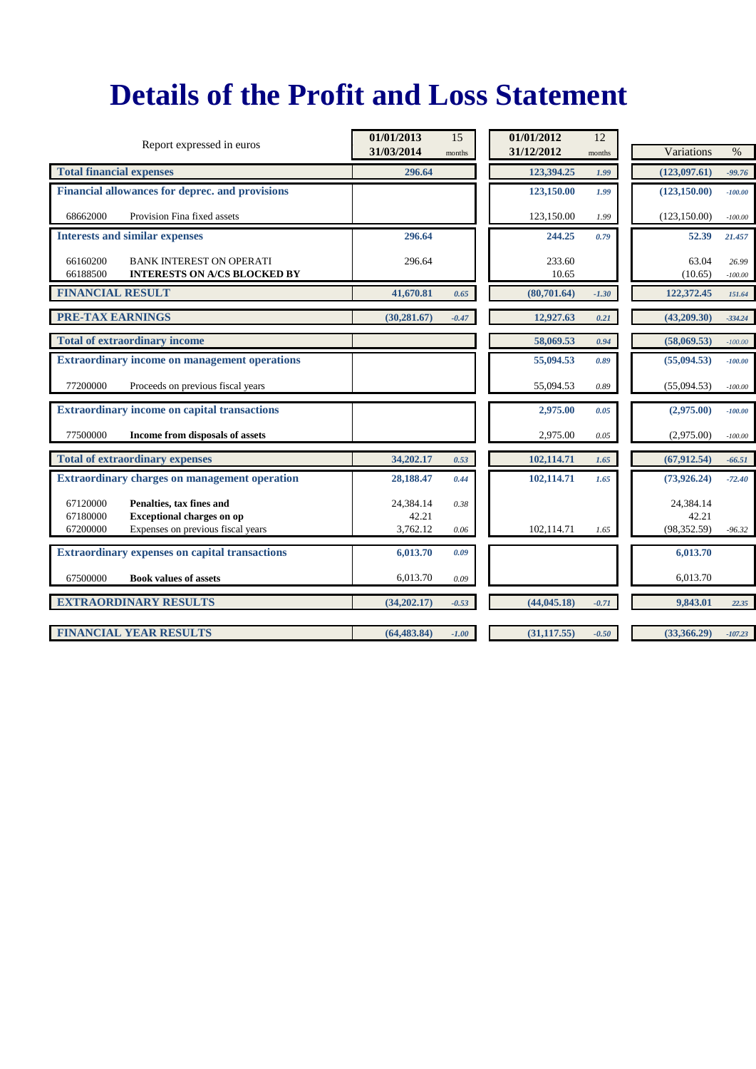# Details of the Profit and Loss Statement

| Report expressed in euros | | 01/01/2013 31/03/2014 | 15 months | 01/01/2012 31/12/2012 | 12 months | Variations | % |
|---|---|---|---|---|---|---|---|
| **Total financial expenses** | | **296.64** | | **123,394.25** | *1.99* | **(123,097.61)** | *-99.76* |
| **Financial allowances for deprec. and provisions** | | | | **123,150.00** | *1.99* | **(123,150.00)** | *-100.00* |
| 68662000 | Provision Fina fixed assets | | | 123,150.00 | *1.99* | (123,150.00) | *-100.00* |
| **Interests and similar expenses** | | **296.64** | | **244.25** | *0.79* | **52.39** | *21.457* |
| 66160200 | BANK INTEREST ON OPERATI | 296.64 | | 233.60 | | 63.04 | *26.99* |
| 66188500 | **INTERESTS ON A/CS BLOCKED BY** | | | 10.65 | | (10.65) | *-100.00* |
| **FINANCIAL RESULT** | | **41,670.81** | *0.65* | **(80,701.64)** | *-1.30* | **122,372.45** | *151.64* |
| **PRE-TAX EARNINGS** | | **(30,281.67)** | *-0.47* | **12,927.63** | *0.21* | **(43,209.30)** | *-334.24* |
| **Total of extraordinary income** | | | | **58,069.53** | *0.94* | **(58,069.53)** | *-100.00* |
| **Extraordinary income on management operations** | | | | **55,094.53** | *0.89* | **(55,094.53)** | *-100.00* |
| 77200000 | Proceeds on previous fiscal years | | | 55,094.53 | *0.89* | (55,094.53) | *-100.00* |
| **Extraordinary income on capital transactions** | | | | **2,975.00** | *0.05* | **(2,975.00)** | *-100.00* |
| 77500000 | **Income from disposals of assets** | | | 2,975.00 | *0.05* | (2,975.00) | *-100.00* |
| **Total of extraordinary expenses** | | **34,202.17** | *0.53* | **102,114.71** | *1.65* | **(67,912.54)** | *-66.51* |
| **Extraordinary charges on management operation** | | **28,188.47** | *0.44* | **102,114.71** | *1.65* | **(73,926.24)** | *-72.40* |
| 67120000 | **Penalties, tax fines and** | 24,384.14 | *0.38* | | | 24,384.14 | |
| 67180000 | **Exceptional charges on op** | 42.21 | | | | 42.21 | |
| 67200000 | Expenses on previous fiscal years | 3,762.12 | *0.06* | 102,114.71 | *1.65* | (98,352.59) | *-96.32* |
| **Extraordinary expenses on capital transactions** | | **6,013.70** | *0.09* | | | **6,013.70** | |
| 67500000 | **Book values of assets** | 6,013.70 | *0.09* | | | 6,013.70 | |
| **EXTRAORDINARY RESULTS** | | **(34,202.17)** | *-0.53* | **(44,045.18)** | *-0.71* | **9,843.01** | *22.35* |
| **FINANCIAL YEAR RESULTS** | | **(64,483.84)** | *-1.00* | **(31,117.55)** | *-0.50* | **(33,366.29)** | *-107.23* |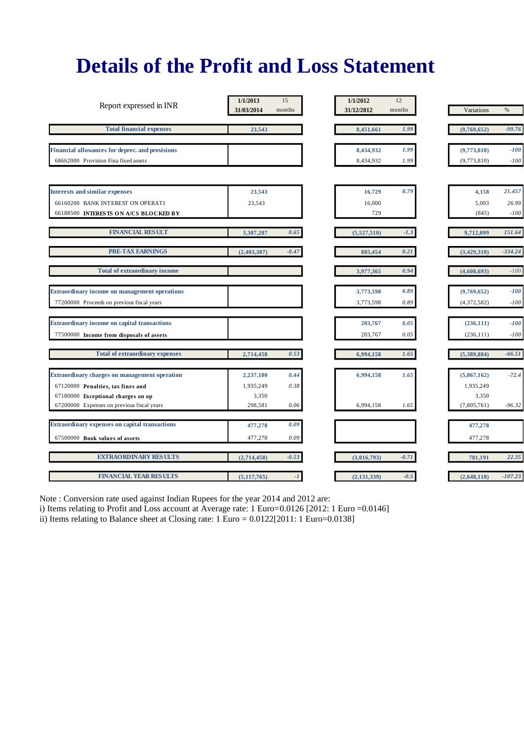# Details of the Profit and Loss Statement

| Report expressed in INR | 1/1/2013 31/03/2014 | 15 months | 1/1/2012 31/12/2012 | 12 months | Variations | % |
|---|---|---|---|---|---|---|
| **Total financial expenses** | 23,543 | | 8,451,661 | 1.99 | (9,769,652) | -99.76 |
| **Financial allowances for deprec. and provisions** | | | 8,434,932 | 1.99 | (9,773,810) | -100 |
| 68662000 Provision Fina fixed assets | | | 8,434,932 | 1.99 | (9,773,810) | -100 |
| **Interests and similar expenses** | 23,543 | | 16,729 | 0.79 | 4,158 | 21.457 |
| 66160200 BANK INTEREST ON OPERATI | 23,543 | | 16,000 | | 5,003 | 26.99 |
| 66188500 INTERESTS ON A/CS BLOCKED BY | | | 729 | | (845) | -100 |
| **FINANCIAL RESULT** | 3,307,207 | 0.65 | (5,527,510) | -1.3 | 9,712,099 | 151.64 |
| **PRE-TAX EARNINGS** | (2,403,307) | -0.47 | 885,454 | 0.21 | (3,429,310) | -334.24 |
| **Total of extraordinary income** | | | 3,977,365 | 0.94 | (4,608,693) | -100 |
| **Extraordinary income on management operations** | | | 3,773,598 | 0.89 | (9,769,652) | -100 |
| 77200000 Proceeds on previous fiscal years | | | 3,773,598 | 0.89 | (4,372,582) | -100 |
| **Extraordinary income on capital transactions** | | | 203,767 | 0.05 | (236,111) | -100 |
| 77500000 Income from disposals of assets | | | 203,767 | 0.05 | (236,111) | -100 |
| **Total of extraordinary expenses** | 2,714,458 | 0.53 | 6,994,158 | 1.65 | (5,389,884) | -66.51 |
| **Extraordinary charges on management operation** | 2,237,180 | 0.44 | 6,994,158 | 1.65 | (5,867,162) | -72.4 |
| 67120000 Penalties, tax fines and | 1,935,249 | 0.38 | | | 1,935,249 | |
| 67180000 Exceptional charges on op | 3,350 | | | | 3,350 | |
| 67200000 Expenses on previous fiscal years | 298,581 | 0.06 | 6,994,158 | 1.65 | (7,805,761) | -96.32 |
| **Extraordinary expenses on capital transactions** | 477,278 | 0.09 | | | 477,278 | |
| 67500000 Book values of assets | 477,278 | 0.09 | | | 477,278 | |
| **EXTRAORDINARY RESULTS** | (2,714,458) | -0.53 | (3,016,793) | -0.71 | 781,191 | 22.35 |
| **FINANCIAL YEAR RESULTS** | (5,117,765) | -1 | (2,131,339) | -0.5 | (2,648,118) | -107.23 |

Note : Conversion rate used against Indian Rupees for the year 2014 and 2012 are:
i) Items relating to Profit and Loss account at Average rate: 1 Euro=0.0126 [2012: 1 Euro =0.0146]
ii) Items relating to Balance sheet at Closing rate: 1 Euro = 0.0122[2011: 1 Euro=0.0138]